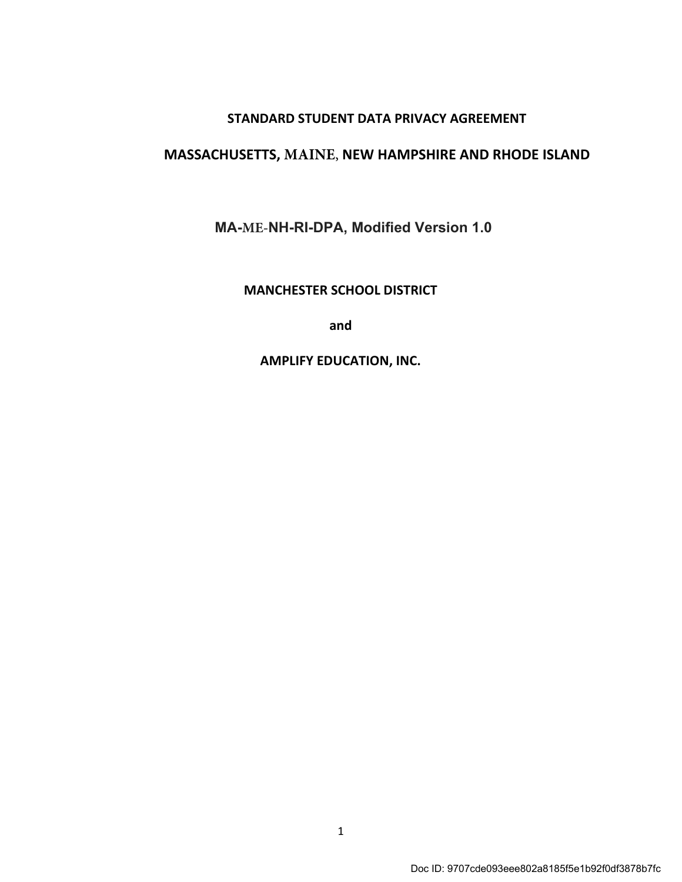# STANDARD STUDENT DATA PRIVACY AGREEMENT

## MASSACHUSETTS, MAINE, NEW HAMPSHIRE AND RHODE ISLAND

**MA-ME-NH-RI-DPA, Modified Version 1.0**

**MANCHESTER SCHOOL DISTRICT**

**and**

**AMPLIFY EDUCATION, INC.**

Doc ID: 9707cde093eee802a8185f5e1b92f0df3878b7fc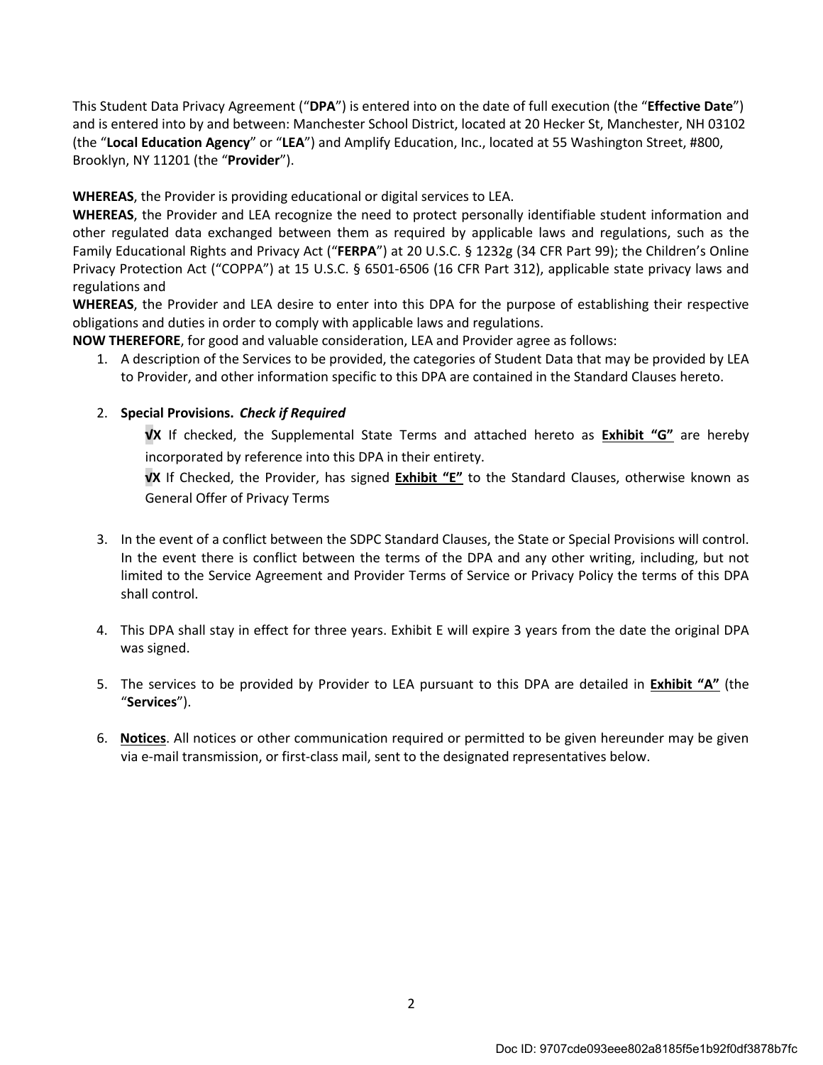This Student Data Privacy Agreement ("**DPA**") is entered into on the date of full execution (the "**Effective Date**") and is entered into by and between: Manchester School District, located at 20 Hecker St, Manchester, NH 03102 (the "**Local Education Agency**" or "**LEA**") and Amplify Education, Inc., located at 55 Washington Street, #800, Brooklyn, NY 11201 (the "**Provider**").

**WHEREAS**, the Provider is providing educational or digital services to LEA.

**WHEREAS**, the Provider and LEA recognize the need to protect personally identifiable student information and other regulated data exchanged between them as required by applicable laws and regulations, such as the Family Educational Rights and Privacy Act ("**FERPA**") at 20 U.S.C. § 1232g (34 CFR Part 99); the Children's Online Privacy Protection Act ("COPPA") at 15 U.S.C. § 6501-6506 (16 CFR Part 312), applicable state privacy laws and regulations and

**WHEREAS**, the Provider and LEA desire to enter into this DPA for the purpose of establishing their respective obligations and duties in order to comply with applicable laws and regulations.

**NOW THEREFORE**, for good and valuable consideration, LEA and Provider agree as follows:

1. A description of the Services to be provided, the categories of Student Data that may be provided by LEA to Provider, and other information specific to this DPA are contained in the Standard Clauses hereto.

2. **Special Provisions.** ***Check if Required***

   **√X** If checked, the Supplemental State Terms and attached hereto as **Exhibit "G"** are hereby incorporated by reference into this DPA in their entirety.

   **√X** If Checked, the Provider, has signed **Exhibit "E"** to the Standard Clauses, otherwise known as General Offer of Privacy Terms

3. In the event of a conflict between the SDPC Standard Clauses, the State or Special Provisions will control. In the event there is conflict between the terms of the DPA and any other writing, including, but not limited to the Service Agreement and Provider Terms of Service or Privacy Policy the terms of this DPA shall control.

4. This DPA shall stay in effect for three years. Exhibit E will expire 3 years from the date the original DPA was signed.

5. The services to be provided by Provider to LEA pursuant to this DPA are detailed in **Exhibit "A"** (the "**Services**").

6. **Notices**. All notices or other communication required or permitted to be given hereunder may be given via e-mail transmission, or first-class mail, sent to the designated representatives below.

Doc ID: 9707cde093eee802a8185f5e1b92f0df3878b7fc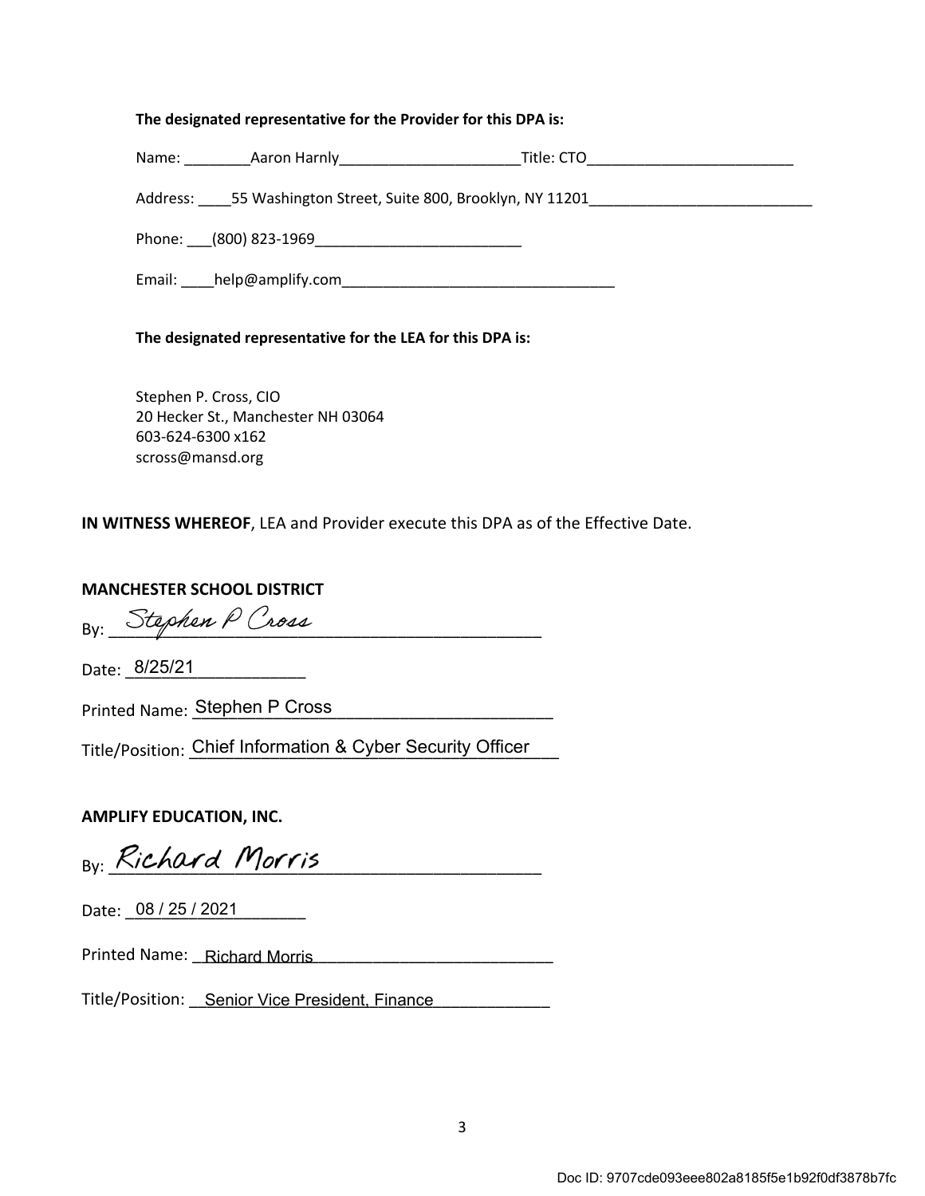**The designated representative for the Provider for this DPA is:**

Name: ________Aaron Harnly______________________Title: CTO_________________________

Address: ____55 Washington Street, Suite 800, Brooklyn, NY 11201___________________________

Phone: ___(800) 823-1969_________________________

Email: ____help@amplify.com_________________________________

**The designated representative for the LEA for this DPA is:**

Stephen P. Cross, CIO
20 Hecker St., Manchester NH 03064
603-624-6300 x162
scross@mansd.org

**IN WITNESS WHEREOF**, LEA and Provider execute this DPA as of the Effective Date.

**MANCHESTER SCHOOL DISTRICT**

By: Stephen P Cross

Date: 8/25/21

Printed Name: Stephen P Cross

Title/Position: Chief Information & Cyber Security Officer

**AMPLIFY EDUCATION, INC.**

By: Richard Morris

Date: 08 / 25 / 2021

Printed Name: Richard Morris

Title/Position: Senior Vice President, Finance

Doc ID: 9707cde093eee802a8185f5e1b92f0df3878b7fc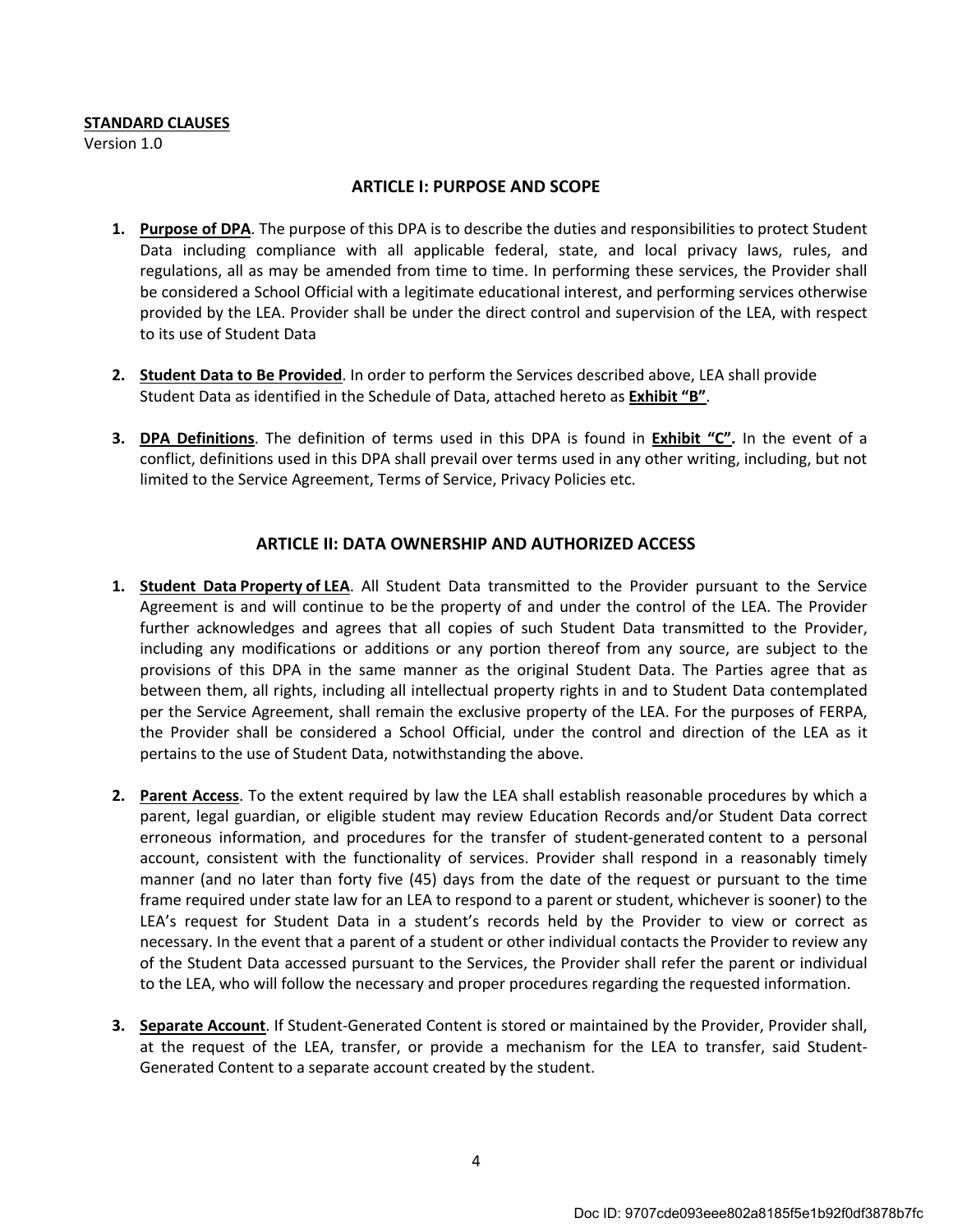**STANDARD CLAUSES**
Version 1.0

## ARTICLE I: PURPOSE AND SCOPE

1. **Purpose of DPA**. The purpose of this DPA is to describe the duties and responsibilities to protect Student Data including compliance with all applicable federal, state, and local privacy laws, rules, and regulations, all as may be amended from time to time. In performing these services, the Provider shall be considered a School Official with a legitimate educational interest, and performing services otherwise provided by the LEA. Provider shall be under the direct control and supervision of the LEA, with respect to its use of Student Data

2. **Student Data to Be Provided**. In order to perform the Services described above, LEA shall provide Student Data as identified in the Schedule of Data, attached hereto as **Exhibit "B"**.

3. **DPA Definitions**. The definition of terms used in this DPA is found in **Exhibit "C".** In the event of a conflict, definitions used in this DPA shall prevail over terms used in any other writing, including, but not limited to the Service Agreement, Terms of Service, Privacy Policies etc.

## ARTICLE II: DATA OWNERSHIP AND AUTHORIZED ACCESS

1. **Student Data Property of LEA**. All Student Data transmitted to the Provider pursuant to the Service Agreement is and will continue to be the property of and under the control of the LEA. The Provider further acknowledges and agrees that all copies of such Student Data transmitted to the Provider, including any modifications or additions or any portion thereof from any source, are subject to the provisions of this DPA in the same manner as the original Student Data. The Parties agree that as between them, all rights, including all intellectual property rights in and to Student Data contemplated per the Service Agreement, shall remain the exclusive property of the LEA. For the purposes of FERPA, the Provider shall be considered a School Official, under the control and direction of the LEA as it pertains to the use of Student Data, notwithstanding the above.

2. **Parent Access**. To the extent required by law the LEA shall establish reasonable procedures by which a parent, legal guardian, or eligible student may review Education Records and/or Student Data correct erroneous information, and procedures for the transfer of student-generated content to a personal account, consistent with the functionality of services. Provider shall respond in a reasonably timely manner (and no later than forty five (45) days from the date of the request or pursuant to the time frame required under state law for an LEA to respond to a parent or student, whichever is sooner) to the LEA's request for Student Data in a student's records held by the Provider to view or correct as necessary. In the event that a parent of a student or other individual contacts the Provider to review any of the Student Data accessed pursuant to the Services, the Provider shall refer the parent or individual to the LEA, who will follow the necessary and proper procedures regarding the requested information.

3. **Separate Account**. If Student-Generated Content is stored or maintained by the Provider, Provider shall, at the request of the LEA, transfer, or provide a mechanism for the LEA to transfer, said Student-Generated Content to a separate account created by the student.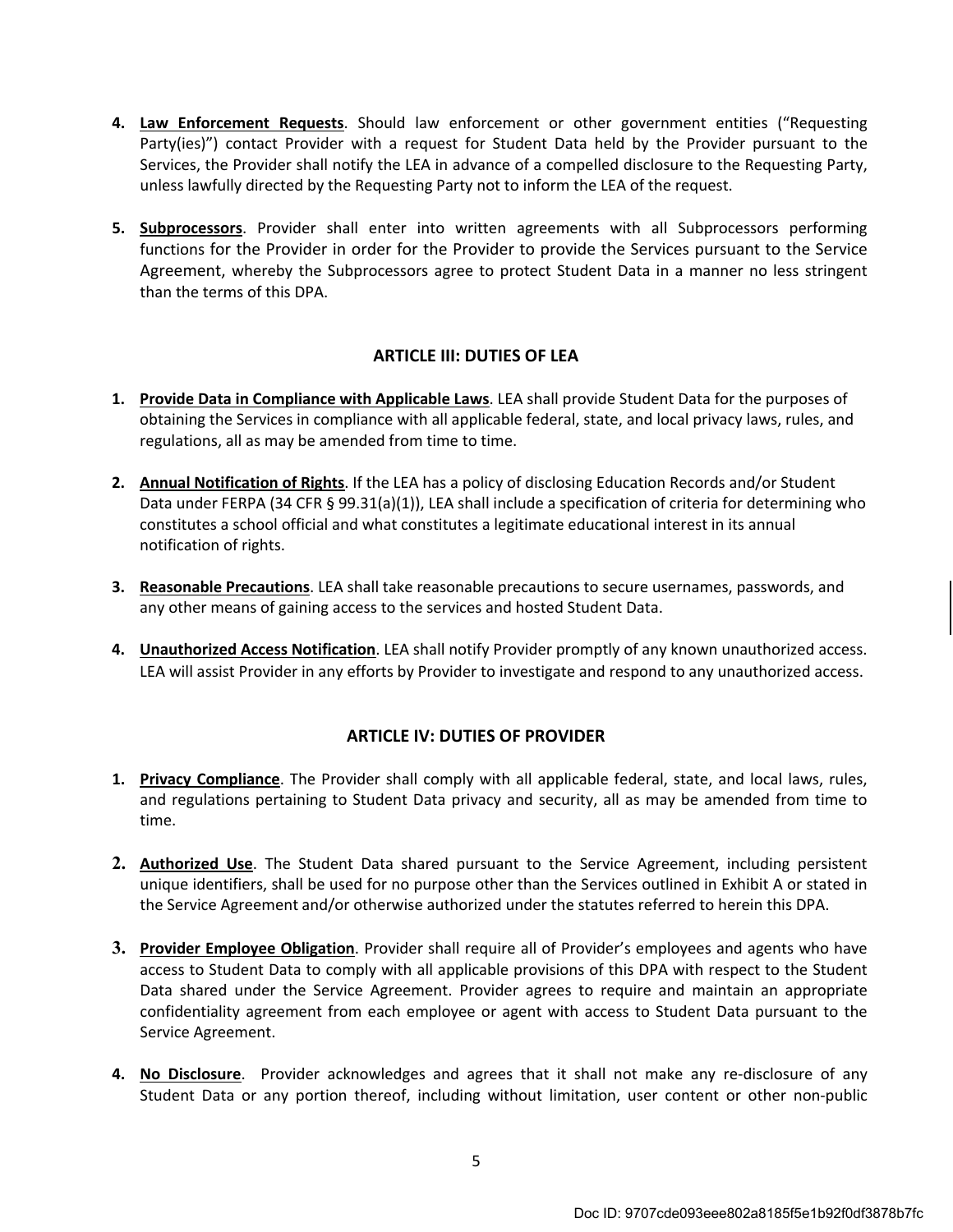4. **Law Enforcement Requests**. Should law enforcement or other government entities ("Requesting Party(ies)") contact Provider with a request for Student Data held by the Provider pursuant to the Services, the Provider shall notify the LEA in advance of a compelled disclosure to the Requesting Party, unless lawfully directed by the Requesting Party not to inform the LEA of the request.

5. **Subprocessors**. Provider shall enter into written agreements with all Subprocessors performing functions for the Provider in order for the Provider to provide the Services pursuant to the Service Agreement, whereby the Subprocessors agree to protect Student Data in a manner no less stringent than the terms of this DPA.

## ARTICLE III: DUTIES OF LEA

1. **Provide Data in Compliance with Applicable Laws**. LEA shall provide Student Data for the purposes of obtaining the Services in compliance with all applicable federal, state, and local privacy laws, rules, and regulations, all as may be amended from time to time.

2. **Annual Notification of Rights**. If the LEA has a policy of disclosing Education Records and/or Student Data under FERPA (34 CFR § 99.31(a)(1)), LEA shall include a specification of criteria for determining who constitutes a school official and what constitutes a legitimate educational interest in its annual notification of rights.

3. **Reasonable Precautions**. LEA shall take reasonable precautions to secure usernames, passwords, and any other means of gaining access to the services and hosted Student Data.

4. **Unauthorized Access Notification**. LEA shall notify Provider promptly of any known unauthorized access. LEA will assist Provider in any efforts by Provider to investigate and respond to any unauthorized access.

## ARTICLE IV: DUTIES OF PROVIDER

1. **Privacy Compliance**. The Provider shall comply with all applicable federal, state, and local laws, rules, and regulations pertaining to Student Data privacy and security, all as may be amended from time to time.

2. **Authorized Use**. The Student Data shared pursuant to the Service Agreement, including persistent unique identifiers, shall be used for no purpose other than the Services outlined in Exhibit A or stated in the Service Agreement and/or otherwise authorized under the statutes referred to herein this DPA.

3. **Provider Employee Obligation**. Provider shall require all of Provider's employees and agents who have access to Student Data to comply with all applicable provisions of this DPA with respect to the Student Data shared under the Service Agreement. Provider agrees to require and maintain an appropriate confidentiality agreement from each employee or agent with access to Student Data pursuant to the Service Agreement.

4. **No Disclosure**. Provider acknowledges and agrees that it shall not make any re-disclosure of any Student Data or any portion thereof, including without limitation, user content or other non-public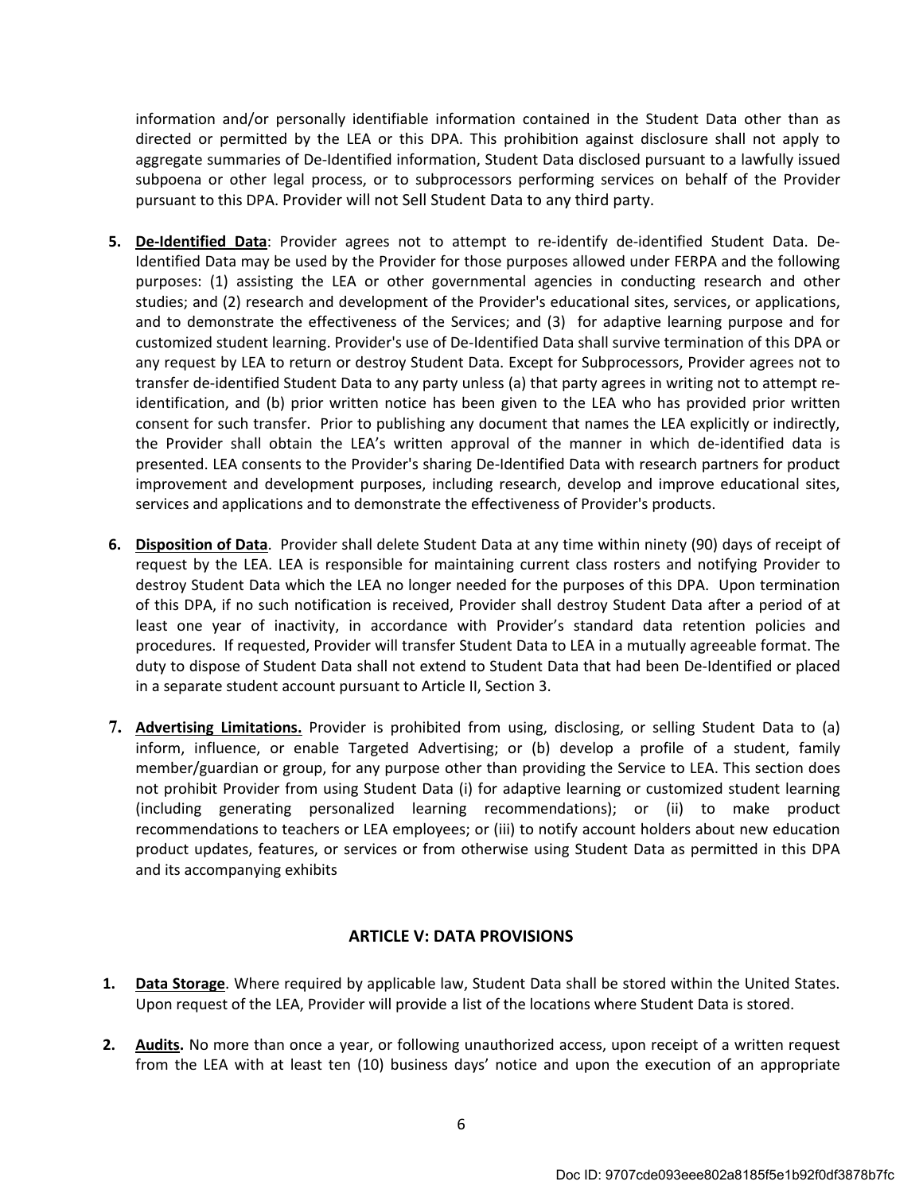information and/or personally identifiable information contained in the Student Data other than as directed or permitted by the LEA or this DPA. This prohibition against disclosure shall not apply to aggregate summaries of De-Identified information, Student Data disclosed pursuant to a lawfully issued subpoena or other legal process, or to subprocessors performing services on behalf of the Provider pursuant to this DPA. Provider will not Sell Student Data to any third party.

5. **De-Identified Data**: Provider agrees not to attempt to re-identify de-identified Student Data. De-Identified Data may be used by the Provider for those purposes allowed under FERPA and the following purposes: (1) assisting the LEA or other governmental agencies in conducting research and other studies; and (2) research and development of the Provider's educational sites, services, or applications, and to demonstrate the effectiveness of the Services; and (3) for adaptive learning purpose and for customized student learning. Provider's use of De-Identified Data shall survive termination of this DPA or any request by LEA to return or destroy Student Data. Except for Subprocessors, Provider agrees not to transfer de-identified Student Data to any party unless (a) that party agrees in writing not to attempt re-identification, and (b) prior written notice has been given to the LEA who has provided prior written consent for such transfer. Prior to publishing any document that names the LEA explicitly or indirectly, the Provider shall obtain the LEA's written approval of the manner in which de-identified data is presented. LEA consents to the Provider's sharing De-Identified Data with research partners for product improvement and development purposes, including research, develop and improve educational sites, services and applications and to demonstrate the effectiveness of Provider's products.

6. **Disposition of Data**. Provider shall delete Student Data at any time within ninety (90) days of receipt of request by the LEA. LEA is responsible for maintaining current class rosters and notifying Provider to destroy Student Data which the LEA no longer needed for the purposes of this DPA. Upon termination of this DPA, if no such notification is received, Provider shall destroy Student Data after a period of at least one year of inactivity, in accordance with Provider's standard data retention policies and procedures. If requested, Provider will transfer Student Data to LEA in a mutually agreeable format. The duty to dispose of Student Data shall not extend to Student Data that had been De-Identified or placed in a separate student account pursuant to Article II, Section 3.

7. **Advertising Limitations.** Provider is prohibited from using, disclosing, or selling Student Data to (a) inform, influence, or enable Targeted Advertising; or (b) develop a profile of a student, family member/guardian or group, for any purpose other than providing the Service to LEA. This section does not prohibit Provider from using Student Data (i) for adaptive learning or customized student learning (including generating personalized learning recommendations); or (ii) to make product recommendations to teachers or LEA employees; or (iii) to notify account holders about new education product updates, features, or services or from otherwise using Student Data as permitted in this DPA and its accompanying exhibits

## ARTICLE V: DATA PROVISIONS

1. **Data Storage**. Where required by applicable law, Student Data shall be stored within the United States. Upon request of the LEA, Provider will provide a list of the locations where Student Data is stored.

2. **Audits.** No more than once a year, or following unauthorized access, upon receipt of a written request from the LEA with at least ten (10) business days' notice and upon the execution of an appropriate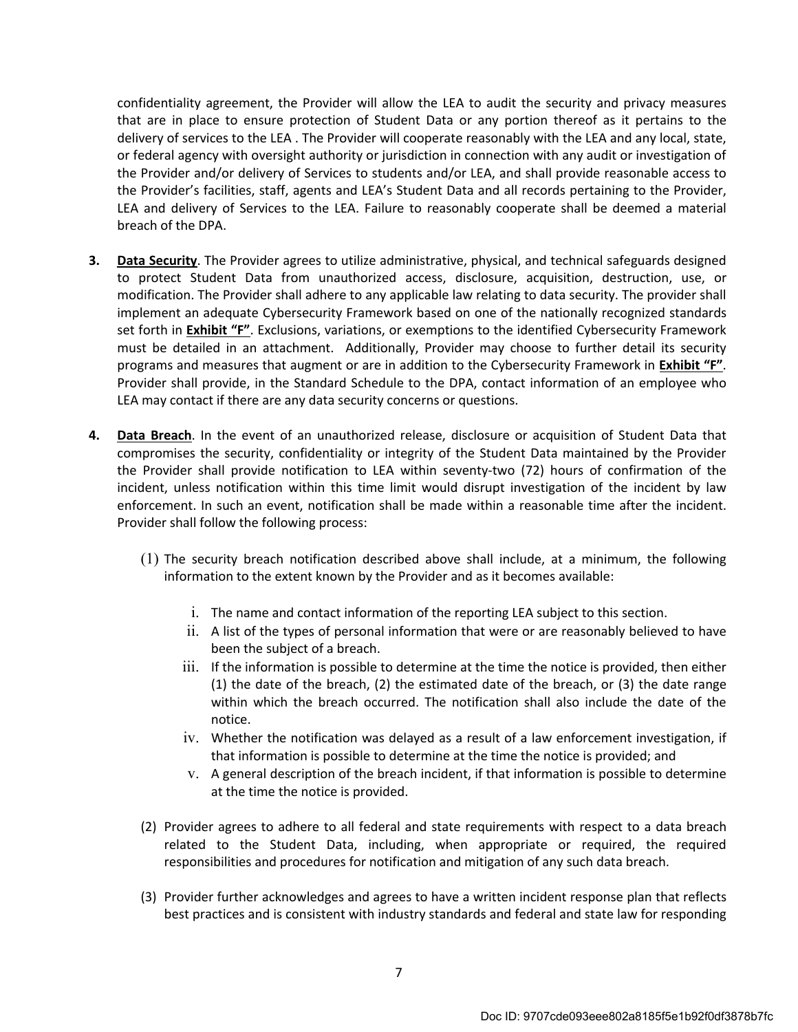confidentiality agreement, the Provider will allow the LEA to audit the security and privacy measures that are in place to ensure protection of Student Data or any portion thereof as it pertains to the delivery of services to the LEA . The Provider will cooperate reasonably with the LEA and any local, state, or federal agency with oversight authority or jurisdiction in connection with any audit or investigation of the Provider and/or delivery of Services to students and/or LEA, and shall provide reasonable access to the Provider's facilities, staff, agents and LEA's Student Data and all records pertaining to the Provider, LEA and delivery of Services to the LEA. Failure to reasonably cooperate shall be deemed a material breach of the DPA.

**3.** **<u>Data Security</u>**. The Provider agrees to utilize administrative, physical, and technical safeguards designed to protect Student Data from unauthorized access, disclosure, acquisition, destruction, use, or modification. The Provider shall adhere to any applicable law relating to data security. The provider shall implement an adequate Cybersecurity Framework based on one of the nationally recognized standards set forth in **<u>Exhibit "F"</u>**. Exclusions, variations, or exemptions to the identified Cybersecurity Framework must be detailed in an attachment. Additionally, Provider may choose to further detail its security programs and measures that augment or are in addition to the Cybersecurity Framework in **<u>Exhibit "F"</u>**. Provider shall provide, in the Standard Schedule to the DPA, contact information of an employee who LEA may contact if there are any data security concerns or questions.

**4.** **<u>Data Breach</u>**. In the event of an unauthorized release, disclosure or acquisition of Student Data that compromises the security, confidentiality or integrity of the Student Data maintained by the Provider the Provider shall provide notification to LEA within seventy-two (72) hours of confirmation of the incident, unless notification within this time limit would disrupt investigation of the incident by law enforcement. In such an event, notification shall be made within a reasonable time after the incident. Provider shall follow the following process:

(1) The security breach notification described above shall include, at a minimum, the following information to the extent known by the Provider and as it becomes available:

i. The name and contact information of the reporting LEA subject to this section.

ii. A list of the types of personal information that were or are reasonably believed to have been the subject of a breach.

iii. If the information is possible to determine at the time the notice is provided, then either (1) the date of the breach, (2) the estimated date of the breach, or (3) the date range within which the breach occurred. The notification shall also include the date of the notice.

iv. Whether the notification was delayed as a result of a law enforcement investigation, if that information is possible to determine at the time the notice is provided; and

v. A general description of the breach incident, if that information is possible to determine at the time the notice is provided.

(2) Provider agrees to adhere to all federal and state requirements with respect to a data breach related to the Student Data, including, when appropriate or required, the required responsibilities and procedures for notification and mitigation of any such data breach.

(3) Provider further acknowledges and agrees to have a written incident response plan that reflects best practices and is consistent with industry standards and federal and state law for responding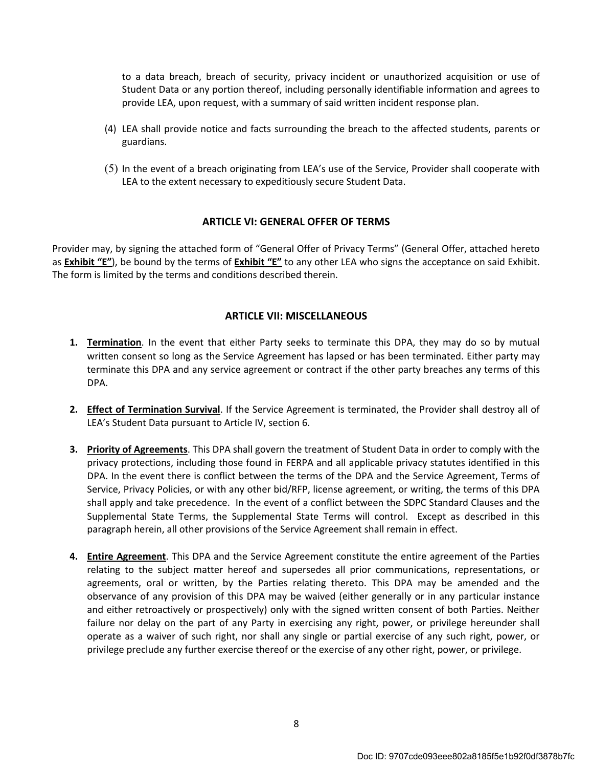to a data breach, breach of security, privacy incident or unauthorized acquisition or use of Student Data or any portion thereof, including personally identifiable information and agrees to provide LEA, upon request, with a summary of said written incident response plan.

(4) LEA shall provide notice and facts surrounding the breach to the affected students, parents or guardians.

(5) In the event of a breach originating from LEA's use of the Service, Provider shall cooperate with LEA to the extent necessary to expeditiously secure Student Data.

## ARTICLE VI: GENERAL OFFER OF TERMS

Provider may, by signing the attached form of "General Offer of Privacy Terms" (General Offer, attached hereto as **Exhibit "E"**), be bound by the terms of **Exhibit "E"** to any other LEA who signs the acceptance on said Exhibit. The form is limited by the terms and conditions described therein.

## ARTICLE VII: MISCELLANEOUS

1. **Termination**. In the event that either Party seeks to terminate this DPA, they may do so by mutual written consent so long as the Service Agreement has lapsed or has been terminated. Either party may terminate this DPA and any service agreement or contract if the other party breaches any terms of this DPA.

2. **Effect of Termination Survival**. If the Service Agreement is terminated, the Provider shall destroy all of LEA's Student Data pursuant to Article IV, section 6.

3. **Priority of Agreements**. This DPA shall govern the treatment of Student Data in order to comply with the privacy protections, including those found in FERPA and all applicable privacy statutes identified in this DPA. In the event there is conflict between the terms of the DPA and the Service Agreement, Terms of Service, Privacy Policies, or with any other bid/RFP, license agreement, or writing, the terms of this DPA shall apply and take precedence. In the event of a conflict between the SDPC Standard Clauses and the Supplemental State Terms, the Supplemental State Terms will control. Except as described in this paragraph herein, all other provisions of the Service Agreement shall remain in effect.

4. **Entire Agreement**. This DPA and the Service Agreement constitute the entire agreement of the Parties relating to the subject matter hereof and supersedes all prior communications, representations, or agreements, oral or written, by the Parties relating thereto. This DPA may be amended and the observance of any provision of this DPA may be waived (either generally or in any particular instance and either retroactively or prospectively) only with the signed written consent of both Parties. Neither failure nor delay on the part of any Party in exercising any right, power, or privilege hereunder shall operate as a waiver of such right, nor shall any single or partial exercise of any such right, power, or privilege preclude any further exercise thereof or the exercise of any other right, power, or privilege.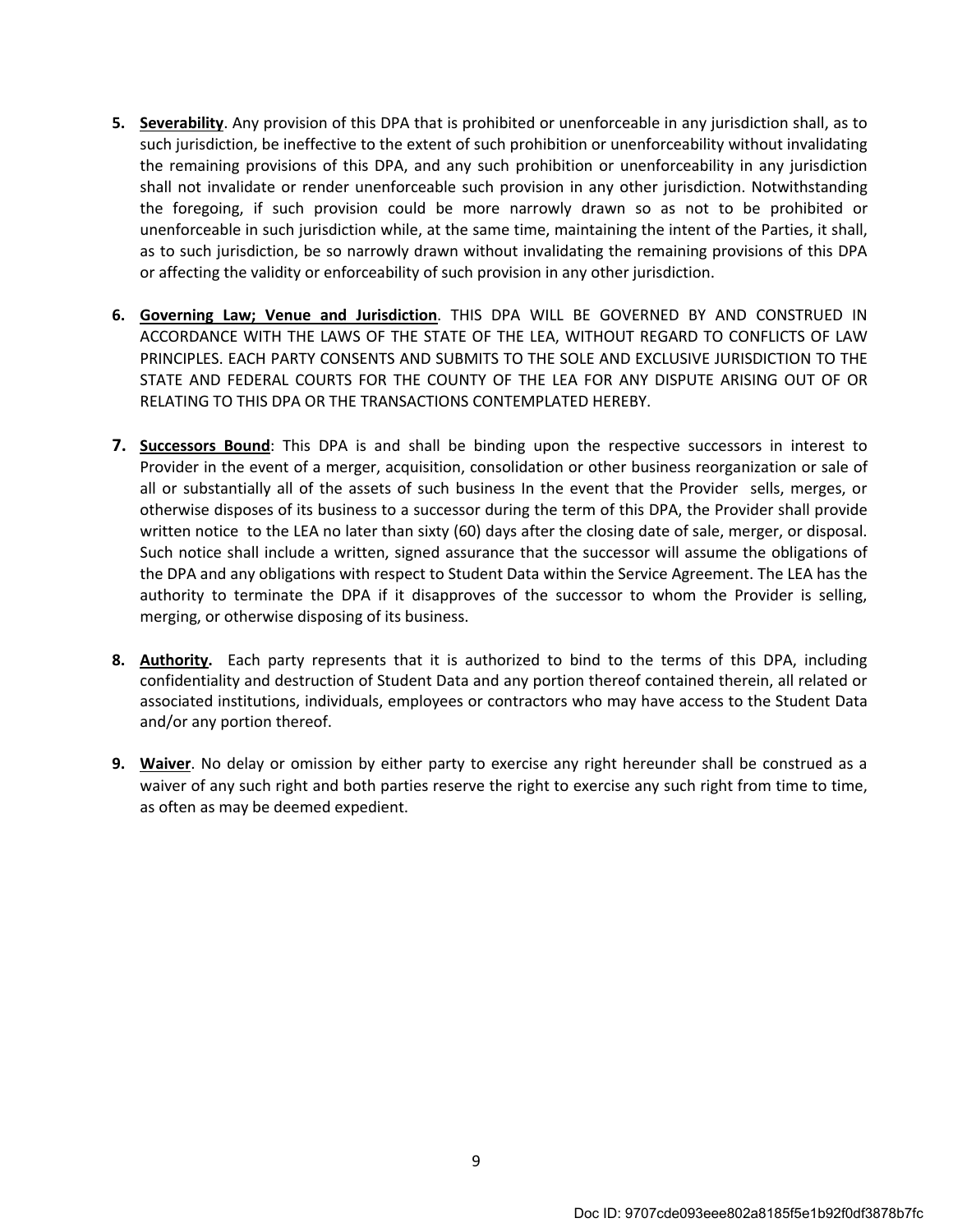5. **Severability**. Any provision of this DPA that is prohibited or unenforceable in any jurisdiction shall, as to such jurisdiction, be ineffective to the extent of such prohibition or unenforceability without invalidating the remaining provisions of this DPA, and any such prohibition or unenforceability in any jurisdiction shall not invalidate or render unenforceable such provision in any other jurisdiction. Notwithstanding the foregoing, if such provision could be more narrowly drawn so as not to be prohibited or unenforceable in such jurisdiction while, at the same time, maintaining the intent of the Parties, it shall, as to such jurisdiction, be so narrowly drawn without invalidating the remaining provisions of this DPA or affecting the validity or enforceability of such provision in any other jurisdiction.

6. **Governing Law; Venue and Jurisdiction**. THIS DPA WILL BE GOVERNED BY AND CONSTRUED IN ACCORDANCE WITH THE LAWS OF THE STATE OF THE LEA, WITHOUT REGARD TO CONFLICTS OF LAW PRINCIPLES. EACH PARTY CONSENTS AND SUBMITS TO THE SOLE AND EXCLUSIVE JURISDICTION TO THE STATE AND FEDERAL COURTS FOR THE COUNTY OF THE LEA FOR ANY DISPUTE ARISING OUT OF OR RELATING TO THIS DPA OR THE TRANSACTIONS CONTEMPLATED HEREBY.

7. **Successors Bound**: This DPA is and shall be binding upon the respective successors in interest to Provider in the event of a merger, acquisition, consolidation or other business reorganization or sale of all or substantially all of the assets of such business In the event that the Provider sells, merges, or otherwise disposes of its business to a successor during the term of this DPA, the Provider shall provide written notice to the LEA no later than sixty (60) days after the closing date of sale, merger, or disposal. Such notice shall include a written, signed assurance that the successor will assume the obligations of the DPA and any obligations with respect to Student Data within the Service Agreement. The LEA has the authority to terminate the DPA if it disapproves of the successor to whom the Provider is selling, merging, or otherwise disposing of its business.

8. **Authority.** Each party represents that it is authorized to bind to the terms of this DPA, including confidentiality and destruction of Student Data and any portion thereof contained therein, all related or associated institutions, individuals, employees or contractors who may have access to the Student Data and/or any portion thereof.

9. **Waiver**. No delay or omission by either party to exercise any right hereunder shall be construed as a waiver of any such right and both parties reserve the right to exercise any such right from time to time, as often as may be deemed expedient.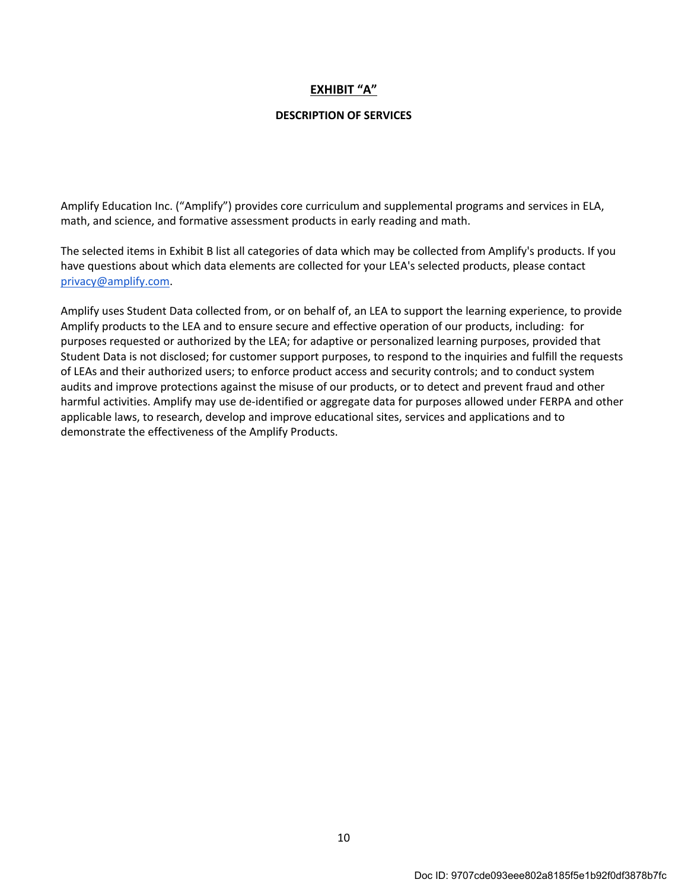## EXHIBIT "A"

### DESCRIPTION OF SERVICES

Amplify Education Inc. ("Amplify") provides core curriculum and supplemental programs and services in ELA, math, and science, and formative assessment products in early reading and math.

The selected items in Exhibit B list all categories of data which may be collected from Amplify's products. If you have questions about which data elements are collected for your LEA's selected products, please contact privacy@amplify.com.

Amplify uses Student Data collected from, or on behalf of, an LEA to support the learning experience, to provide Amplify products to the LEA and to ensure secure and effective operation of our products, including: for purposes requested or authorized by the LEA; for adaptive or personalized learning purposes, provided that Student Data is not disclosed; for customer support purposes, to respond to the inquiries and fulfill the requests of LEAs and their authorized users; to enforce product access and security controls; and to conduct system audits and improve protections against the misuse of our products, or to detect and prevent fraud and other harmful activities. Amplify may use de-identified or aggregate data for purposes allowed under FERPA and other applicable laws, to research, develop and improve educational sites, services and applications and to demonstrate the effectiveness of the Amplify Products.

Doc ID: 9707cde093eee802a8185f5e1b92f0df3878b7fc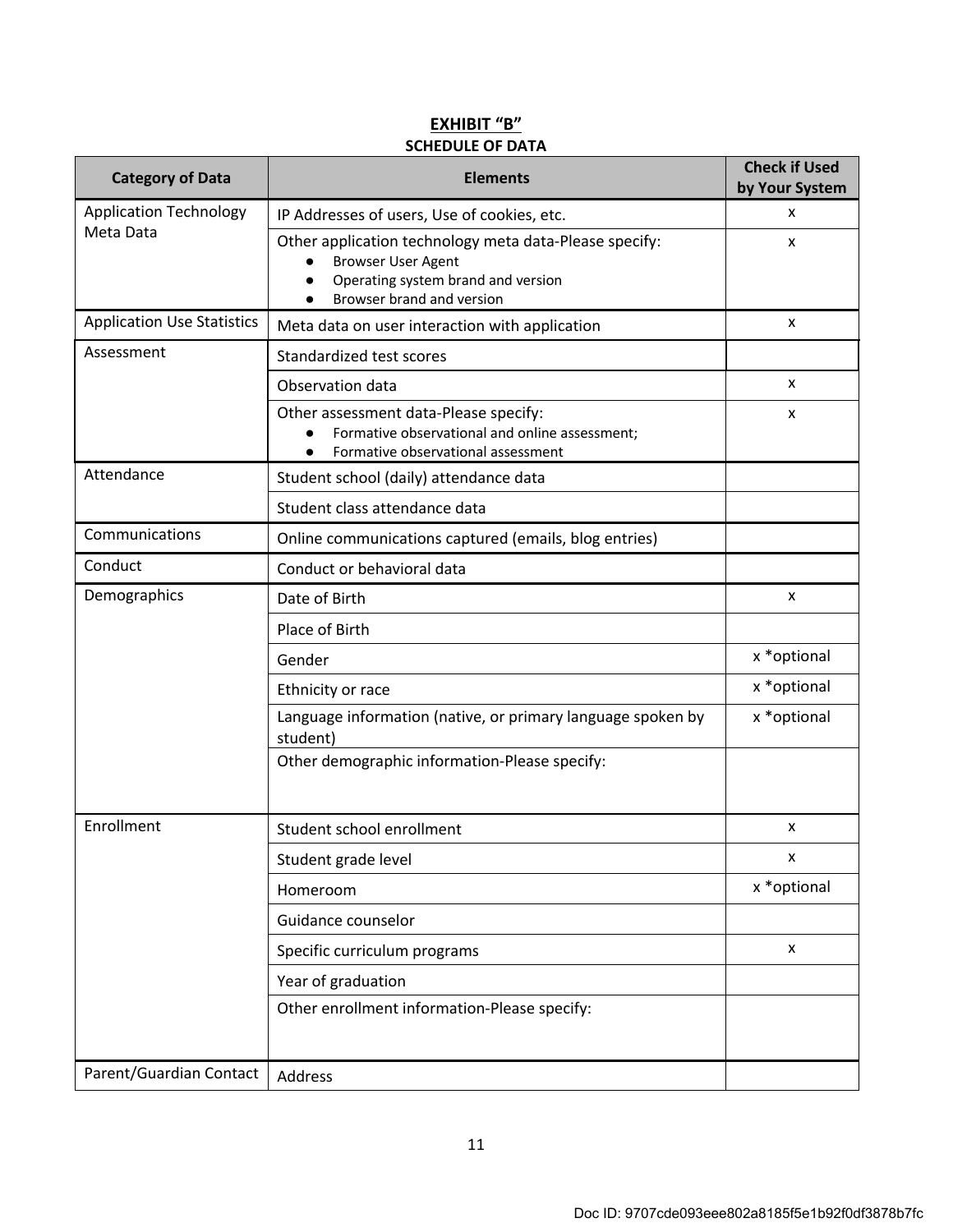## EXHIBIT "B"

### SCHEDULE OF DATA

| Category of Data | Elements | Check if Used by Your System |
|---|---|---|
| Application Technology Meta Data | IP Addresses of users, Use of cookies, etc. | x |
| | Other application technology meta data-Please specify:<br>● Browser User Agent<br>● Operating system brand and version<br>● Browser brand and version | x |
| Application Use Statistics | Meta data on user interaction with application | x |
| Assessment | Standardized test scores | |
| | Observation data | x |
| | Other assessment data-Please specify:<br>● Formative observational and online assessment;<br>● Formative observational assessment | x |
| Attendance | Student school (daily) attendance data | |
| | Student class attendance data | |
| Communications | Online communications captured (emails, blog entries) | |
| Conduct | Conduct or behavioral data | |
| Demographics | Date of Birth | x |
| | Place of Birth | |
| | Gender | x *optional |
| | Ethnicity or race | x *optional |
| | Language information (native, or primary language spoken by student) | x *optional |
| | Other demographic information-Please specify: | |
| Enrollment | Student school enrollment | x |
| | Student grade level | x |
| | Homeroom | x *optional |
| | Guidance counselor | |
| | Specific curriculum programs | x |
| | Year of graduation | |
| | Other enrollment information-Please specify: | |
| Parent/Guardian Contact | Address | |

Doc ID: 9707cde093eee802a8185f5e1b92f0df3878b7fc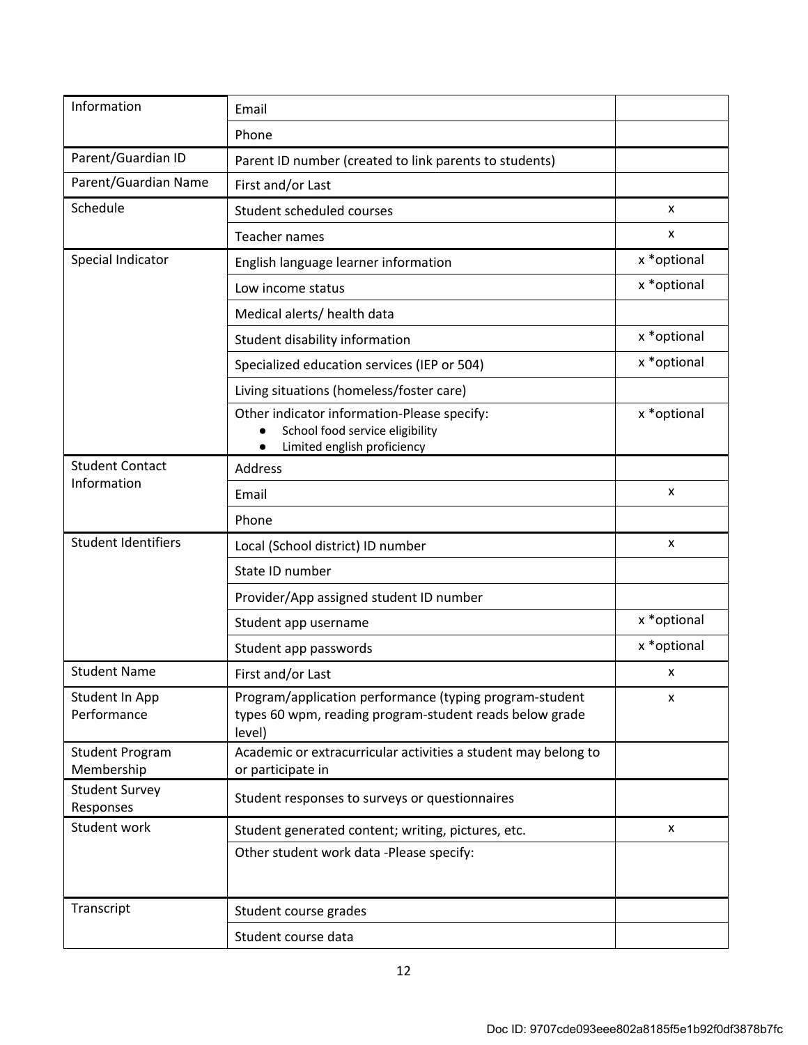| | | |
|---|---|---|
| Information | Email | |
| | Phone | |
| Parent/Guardian ID | Parent ID number (created to link parents to students) | |
| Parent/Guardian Name | First and/or Last | |
| Schedule | Student scheduled courses | x |
| | Teacher names | x |
| Special Indicator | English language learner information | x *optional |
| | Low income status | x *optional |
| | Medical alerts/ health data | |
| | Student disability information | x *optional |
| | Specialized education services (IEP or 504) | x *optional |
| | Living situations (homeless/foster care) | |
| | Other indicator information-Please specify: <br>● School food service eligibility <br>● Limited english proficiency | x *optional |
| Student Contact Information | Address | |
| | Email | x |
| | Phone | |
| Student Identifiers | Local (School district) ID number | x |
| | State ID number | |
| | Provider/App assigned student ID number | |
| | Student app username | x *optional |
| | Student app passwords | x *optional |
| Student Name | First and/or Last | x |
| Student In App Performance | Program/application performance (typing program-student types 60 wpm, reading program-student reads below grade level) | x |
| Student Program Membership | Academic or extracurricular activities a student may belong to or participate in | |
| Student Survey Responses | Student responses to surveys or questionnaires | |
| Student work | Student generated content; writing, pictures, etc. | x |
| | Other student work data -Please specify: | |
| Transcript | Student course grades | |
| | Student course data | |

Doc ID: 9707cde093eee802a8185f5e1b92f0df3878b7fc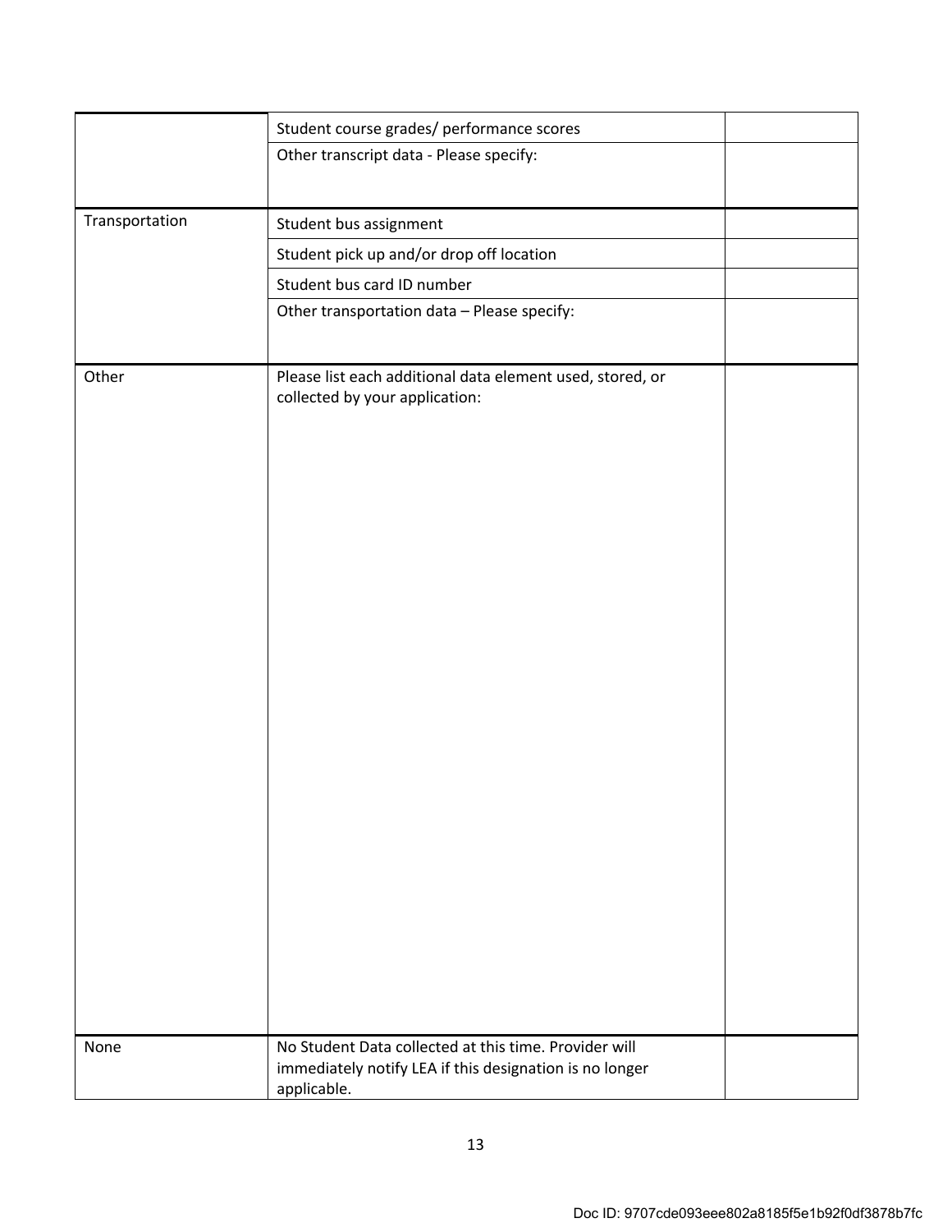| | | |
|---|---|---|
| | Student course grades/ performance scores | |
| | Other transcript data - Please specify: | |
| Transportation | Student bus assignment | |
| | Student pick up and/or drop off location | |
| | Student bus card ID number | |
| | Other transportation data – Please specify: | |
| Other | Please list each additional data element used, stored, or collected by your application: | |
| None | No Student Data collected at this time. Provider will immediately notify LEA if this designation is no longer applicable. | |

Doc ID: 9707cde093eee802a8185f5e1b92f0df3878b7fc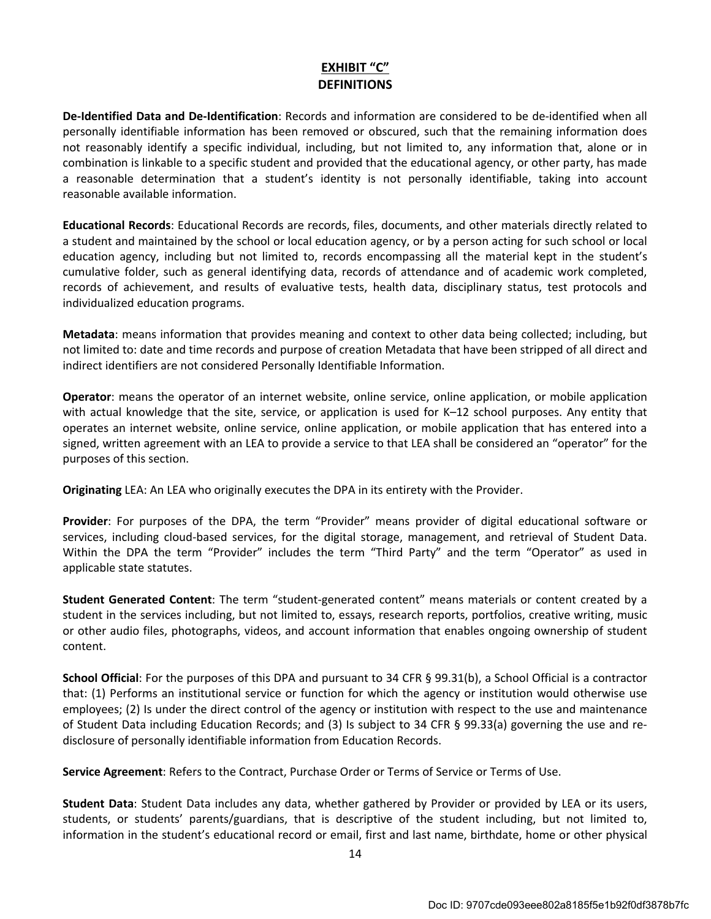# EXHIBIT "C"
## DEFINITIONS

**De-Identified Data and De-Identification**: Records and information are considered to be de-identified when all personally identifiable information has been removed or obscured, such that the remaining information does not reasonably identify a specific individual, including, but not limited to, any information that, alone or in combination is linkable to a specific student and provided that the educational agency, or other party, has made a reasonable determination that a student's identity is not personally identifiable, taking into account reasonable available information.

**Educational Records**: Educational Records are records, files, documents, and other materials directly related to a student and maintained by the school or local education agency, or by a person acting for such school or local education agency, including but not limited to, records encompassing all the material kept in the student's cumulative folder, such as general identifying data, records of attendance and of academic work completed, records of achievement, and results of evaluative tests, health data, disciplinary status, test protocols and individualized education programs.

**Metadata**: means information that provides meaning and context to other data being collected; including, but not limited to: date and time records and purpose of creation Metadata that have been stripped of all direct and indirect identifiers are not considered Personally Identifiable Information.

**Operator**: means the operator of an internet website, online service, online application, or mobile application with actual knowledge that the site, service, or application is used for K–12 school purposes. Any entity that operates an internet website, online service, online application, or mobile application that has entered into a signed, written agreement with an LEA to provide a service to that LEA shall be considered an "operator" for the purposes of this section.

**Originating** LEA: An LEA who originally executes the DPA in its entirety with the Provider.

**Provider**: For purposes of the DPA, the term "Provider" means provider of digital educational software or services, including cloud-based services, for the digital storage, management, and retrieval of Student Data. Within the DPA the term "Provider" includes the term "Third Party" and the term "Operator" as used in applicable state statutes.

**Student Generated Content**: The term "student-generated content" means materials or content created by a student in the services including, but not limited to, essays, research reports, portfolios, creative writing, music or other audio files, photographs, videos, and account information that enables ongoing ownership of student content.

**School Official**: For the purposes of this DPA and pursuant to 34 CFR § 99.31(b), a School Official is a contractor that: (1) Performs an institutional service or function for which the agency or institution would otherwise use employees; (2) Is under the direct control of the agency or institution with respect to the use and maintenance of Student Data including Education Records; and (3) Is subject to 34 CFR § 99.33(a) governing the use and re-disclosure of personally identifiable information from Education Records.

**Service Agreement**: Refers to the Contract, Purchase Order or Terms of Service or Terms of Use.

**Student Data**: Student Data includes any data, whether gathered by Provider or provided by LEA or its users, students, or students' parents/guardians, that is descriptive of the student including, but not limited to, information in the student's educational record or email, first and last name, birthdate, home or other physical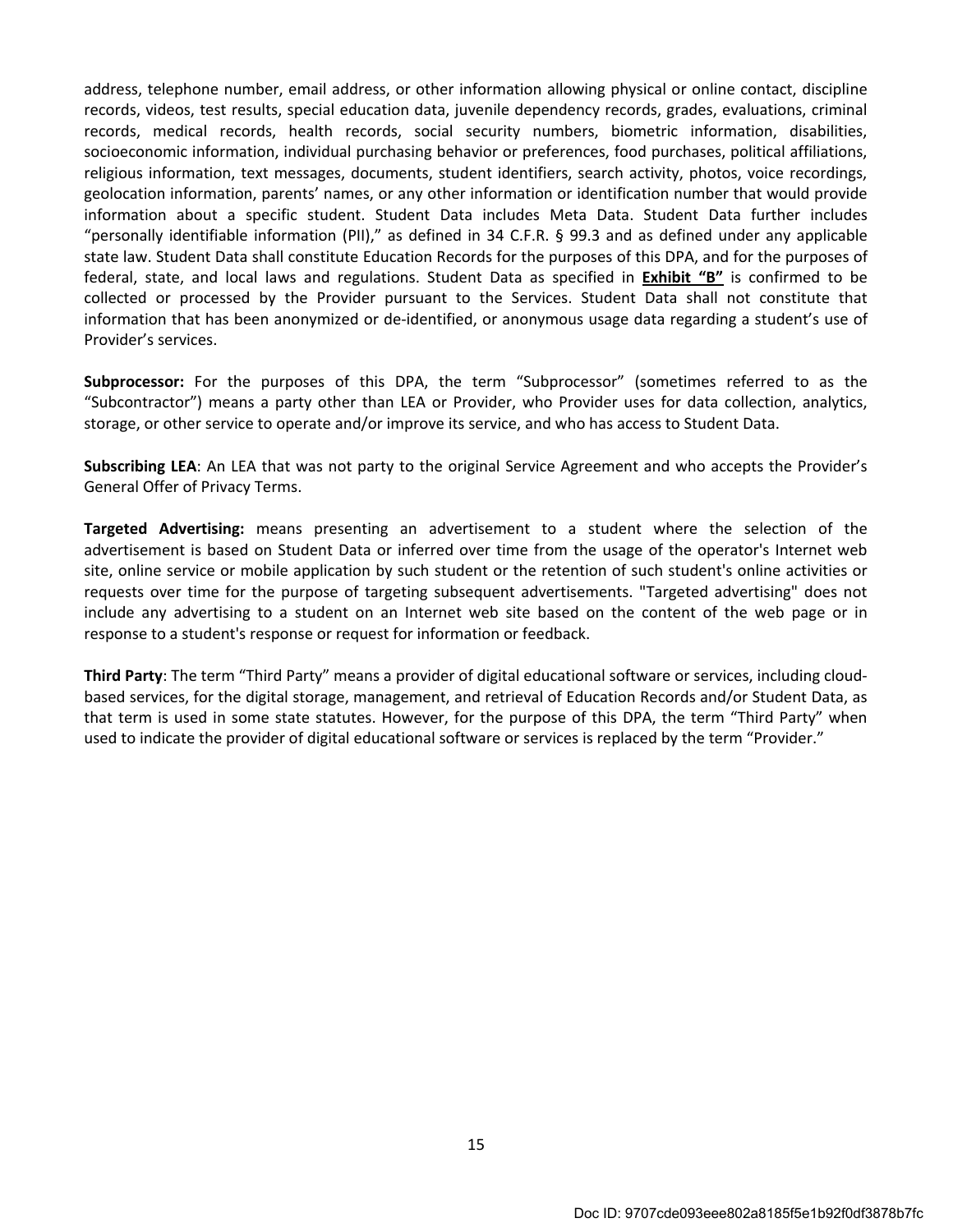address, telephone number, email address, or other information allowing physical or online contact, discipline records, videos, test results, special education data, juvenile dependency records, grades, evaluations, criminal records, medical records, health records, social security numbers, biometric information, disabilities, socioeconomic information, individual purchasing behavior or preferences, food purchases, political affiliations, religious information, text messages, documents, student identifiers, search activity, photos, voice recordings, geolocation information, parents' names, or any other information or identification number that would provide information about a specific student. Student Data includes Meta Data. Student Data further includes "personally identifiable information (PII)," as defined in 34 C.F.R. § 99.3 and as defined under any applicable state law. Student Data shall constitute Education Records for the purposes of this DPA, and for the purposes of federal, state, and local laws and regulations. Student Data as specified in **Exhibit "B"** is confirmed to be collected or processed by the Provider pursuant to the Services. Student Data shall not constitute that information that has been anonymized or de-identified, or anonymous usage data regarding a student's use of Provider's services.

**Subprocessor:** For the purposes of this DPA, the term "Subprocessor" (sometimes referred to as the "Subcontractor") means a party other than LEA or Provider, who Provider uses for data collection, analytics, storage, or other service to operate and/or improve its service, and who has access to Student Data.

**Subscribing LEA**: An LEA that was not party to the original Service Agreement and who accepts the Provider's General Offer of Privacy Terms.

**Targeted Advertising:** means presenting an advertisement to a student where the selection of the advertisement is based on Student Data or inferred over time from the usage of the operator's Internet web site, online service or mobile application by such student or the retention of such student's online activities or requests over time for the purpose of targeting subsequent advertisements. "Targeted advertising" does not include any advertising to a student on an Internet web site based on the content of the web page or in response to a student's response or request for information or feedback.

**Third Party**: The term "Third Party" means a provider of digital educational software or services, including cloud-based services, for the digital storage, management, and retrieval of Education Records and/or Student Data, as that term is used in some state statutes. However, for the purpose of this DPA, the term "Third Party" when used to indicate the provider of digital educational software or services is replaced by the term "Provider."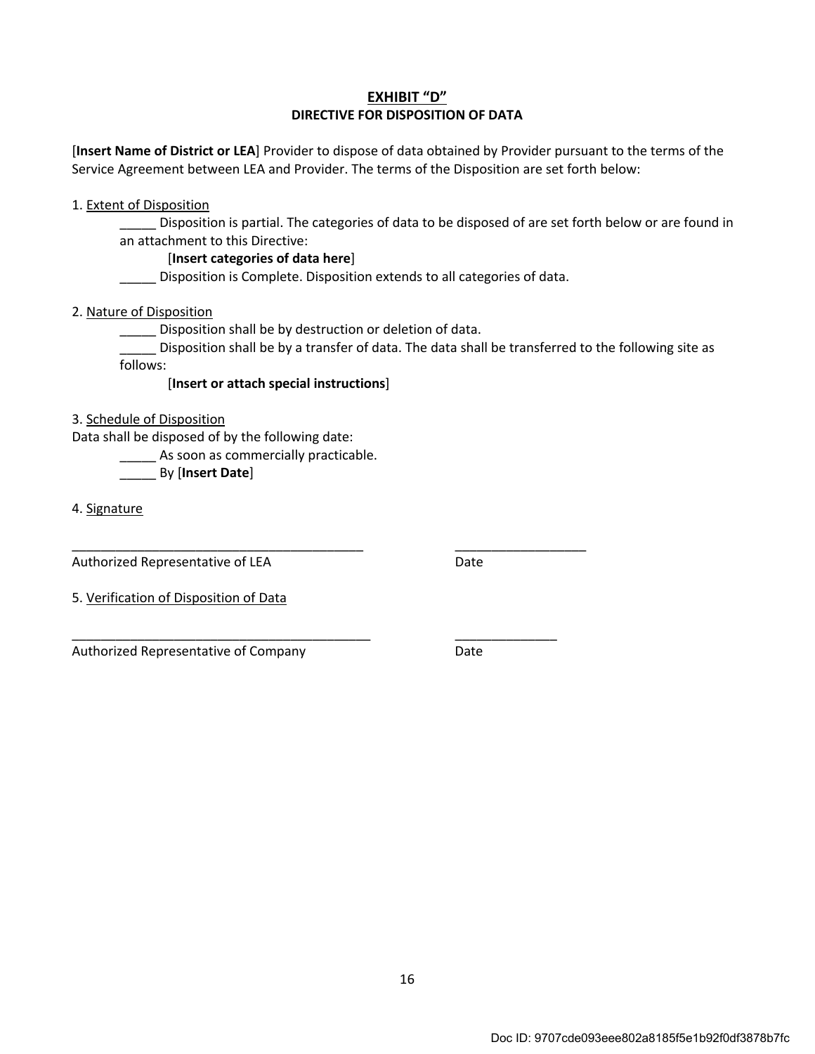## EXHIBIT "D"

### DIRECTIVE FOR DISPOSITION OF DATA

[**Insert Name of District or LEA**] Provider to dispose of data obtained by Provider pursuant to the terms of the Service Agreement between LEA and Provider. The terms of the Disposition are set forth below:

1. Extent of Disposition

    _____ Disposition is partial. The categories of data to be disposed of are set forth below or are found in an attachment to this Directive:

        [**Insert categories of data here**]

    _____ Disposition is Complete. Disposition extends to all categories of data.

2. Nature of Disposition

    _____ Disposition shall be by destruction or deletion of data.

    _____ Disposition shall be by a transfer of data. The data shall be transferred to the following site as follows:

        [**Insert or attach special instructions**]

3. Schedule of Disposition

Data shall be disposed of by the following date:

    _____ As soon as commercially practicable.

    _____ By [**Insert Date**]

4. Signature

_________________________________________ __________________

Authorized Representative of LEA Date

5. Verification of Disposition of Data

_________________________________________ ______________

Authorized Representative of Company Date

Doc ID: 9707cde093eee802a8185f5e1b92f0df3878b7fc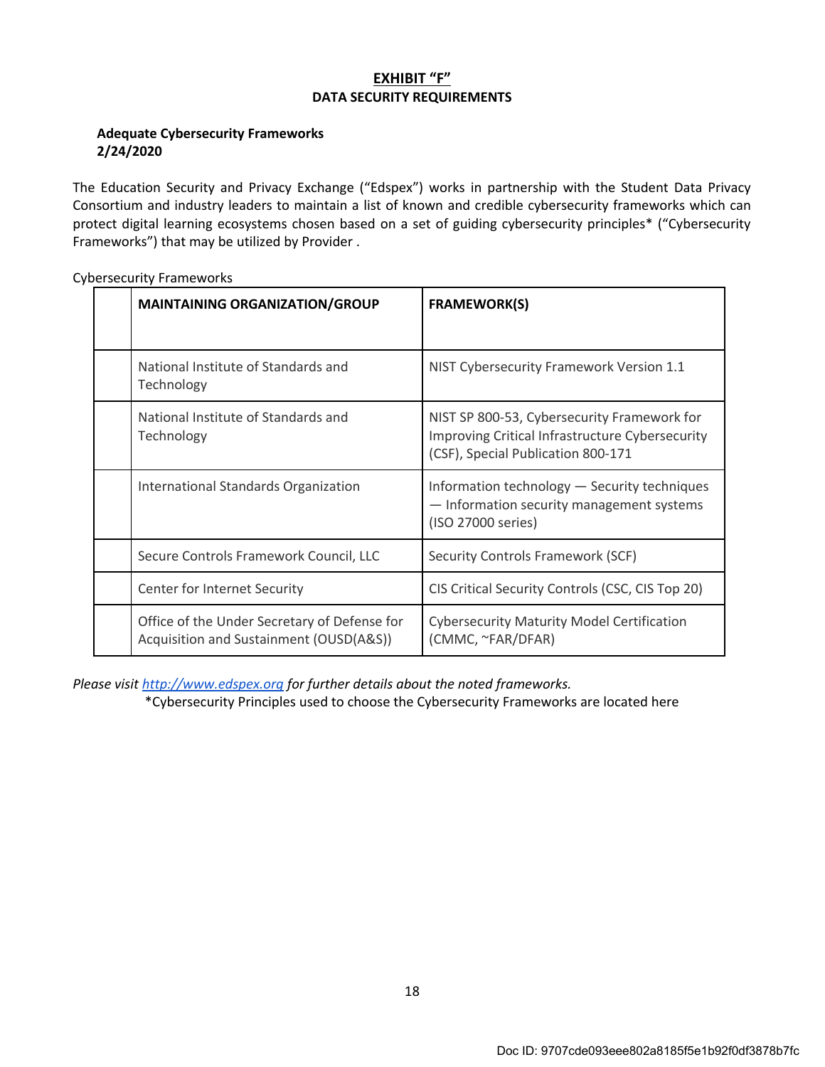# EXHIBIT "F"
## DATA SECURITY REQUIREMENTS

**Adequate Cybersecurity Frameworks**
**2/24/2020**

The Education Security and Privacy Exchange ("Edspex") works in partnership with the Student Data Privacy Consortium and industry leaders to maintain a list of known and credible cybersecurity frameworks which can protect digital learning ecosystems chosen based on a set of guiding cybersecurity principles* ("Cybersecurity Frameworks") that may be utilized by Provider .

Cybersecurity Frameworks

| | MAINTAINING ORGANIZATION/GROUP | FRAMEWORK(S) |
|---|---|---|
| | National Institute of Standards and Technology | NIST Cybersecurity Framework Version 1.1 |
| | National Institute of Standards and Technology | NIST SP 800-53, Cybersecurity Framework for Improving Critical Infrastructure Cybersecurity (CSF), Special Publication 800-171 |
| | International Standards Organization | Information technology — Security techniques — Information security management systems (ISO 27000 series) |
| | Secure Controls Framework Council, LLC | Security Controls Framework (SCF) |
| | Center for Internet Security | CIS Critical Security Controls (CSC, CIS Top 20) |
| | Office of the Under Secretary of Defense for Acquisition and Sustainment (OUSD(A&S)) | Cybersecurity Maturity Model Certification (CMMC, ~FAR/DFAR) |

*Please visit [http://www.edspex.org](http://www.edspex.org) for further details about the noted frameworks.*

*Cybersecurity Principles used to choose the Cybersecurity Frameworks are located here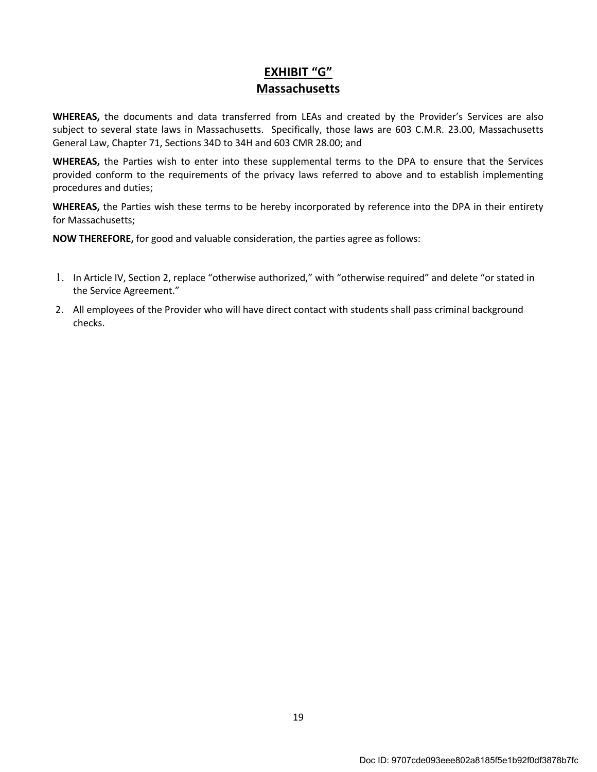# EXHIBIT "G"
## Massachusetts

**WHEREAS,** the documents and data transferred from LEAs and created by the Provider's Services are also subject to several state laws in Massachusetts. Specifically, those laws are 603 C.M.R. 23.00, Massachusetts General Law, Chapter 71, Sections 34D to 34H and 603 CMR 28.00; and

**WHEREAS,** the Parties wish to enter into these supplemental terms to the DPA to ensure that the Services provided conform to the requirements of the privacy laws referred to above and to establish implementing procedures and duties;

**WHEREAS,** the Parties wish these terms to be hereby incorporated by reference into the DPA in their entirety for Massachusetts;

**NOW THEREFORE,** for good and valuable consideration, the parties agree as follows:

1. In Article IV, Section 2, replace "otherwise authorized," with "otherwise required" and delete "or stated in the Service Agreement."
2. All employees of the Provider who will have direct contact with students shall pass criminal background checks.

Doc ID: 9707cde093eee802a8185f5e1b92f0df3878b7fc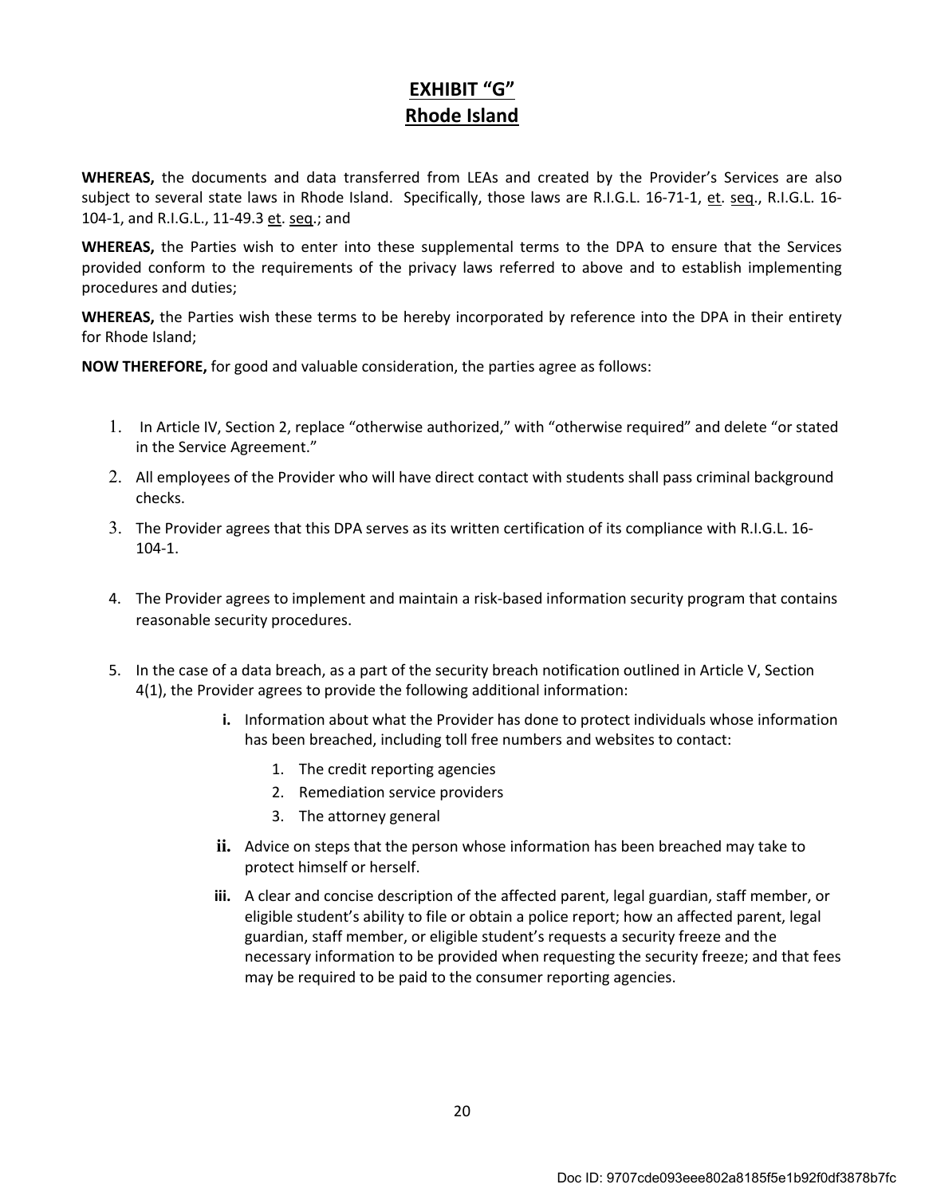# EXHIBIT "G"
# Rhode Island

**WHEREAS,** the documents and data transferred from LEAs and created by the Provider's Services are also subject to several state laws in Rhode Island. Specifically, those laws are R.I.G.L. 16-71-1, et. seq., R.I.G.L. 16-104-1, and R.I.G.L., 11-49.3 et. seq.; and

**WHEREAS,** the Parties wish to enter into these supplemental terms to the DPA to ensure that the Services provided conform to the requirements of the privacy laws referred to above and to establish implementing procedures and duties;

**WHEREAS,** the Parties wish these terms to be hereby incorporated by reference into the DPA in their entirety for Rhode Island;

**NOW THEREFORE,** for good and valuable consideration, the parties agree as follows:

1. In Article IV, Section 2, replace "otherwise authorized," with "otherwise required" and delete "or stated in the Service Agreement."
2. All employees of the Provider who will have direct contact with students shall pass criminal background checks.
3. The Provider agrees that this DPA serves as its written certification of its compliance with R.I.G.L. 16-104-1.
4. The Provider agrees to implement and maintain a risk-based information security program that contains reasonable security procedures.
5. In the case of a data breach, as a part of the security breach notification outlined in Article V, Section 4(1), the Provider agrees to provide the following additional information:
   - **i.** Information about what the Provider has done to protect individuals whose information has been breached, including toll free numbers and websites to contact:
     1. The credit reporting agencies
     2. Remediation service providers
     3. The attorney general
   - **ii.** Advice on steps that the person whose information has been breached may take to protect himself or herself.
   - **iii.** A clear and concise description of the affected parent, legal guardian, staff member, or eligible student's ability to file or obtain a police report; how an affected parent, legal guardian, staff member, or eligible student's requests a security freeze and the necessary information to be provided when requesting the security freeze; and that fees may be required to be paid to the consumer reporting agencies.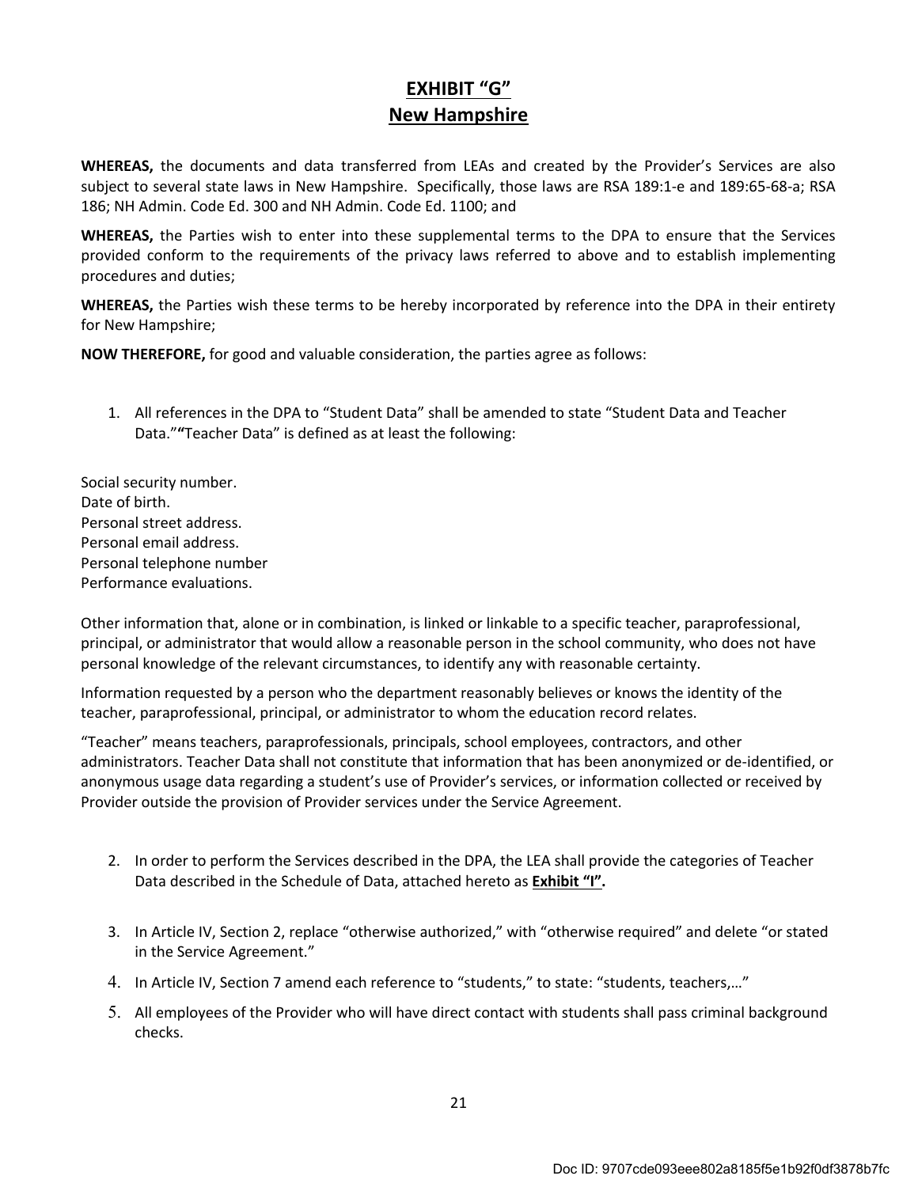# EXHIBIT "G"
## New Hampshire

**WHEREAS,** the documents and data transferred from LEAs and created by the Provider's Services are also subject to several state laws in New Hampshire. Specifically, those laws are RSA 189:1-e and 189:65-68-a; RSA 186; NH Admin. Code Ed. 300 and NH Admin. Code Ed. 1100; and

**WHEREAS,** the Parties wish to enter into these supplemental terms to the DPA to ensure that the Services provided conform to the requirements of the privacy laws referred to above and to establish implementing procedures and duties;

**WHEREAS,** the Parties wish these terms to be hereby incorporated by reference into the DPA in their entirety for New Hampshire;

**NOW THEREFORE,** for good and valuable consideration, the parties agree as follows:

1. All references in the DPA to "Student Data" shall be amended to state "Student Data and Teacher Data."**"**Teacher Data" is defined as at least the following:

Social security number.
Date of birth.
Personal street address.
Personal email address.
Personal telephone number
Performance evaluations.

Other information that, alone or in combination, is linked or linkable to a specific teacher, paraprofessional, principal, or administrator that would allow a reasonable person in the school community, who does not have personal knowledge of the relevant circumstances, to identify any with reasonable certainty.

Information requested by a person who the department reasonably believes or knows the identity of the teacher, paraprofessional, principal, or administrator to whom the education record relates.

"Teacher" means teachers, paraprofessionals, principals, school employees, contractors, and other administrators. Teacher Data shall not constitute that information that has been anonymized or de-identified, or anonymous usage data regarding a student's use of Provider's services, or information collected or received by Provider outside the provision of Provider services under the Service Agreement.

2. In order to perform the Services described in the DPA, the LEA shall provide the categories of Teacher Data described in the Schedule of Data, attached hereto as **Exhibit "I".**

3. In Article IV, Section 2, replace "otherwise authorized," with "otherwise required" and delete "or stated in the Service Agreement."

4. In Article IV, Section 7 amend each reference to "students," to state: "students, teachers,…"

5. All employees of the Provider who will have direct contact with students shall pass criminal background checks.

Doc ID: 9707cde093eee802a8185f5e1b92f0df3878b7fc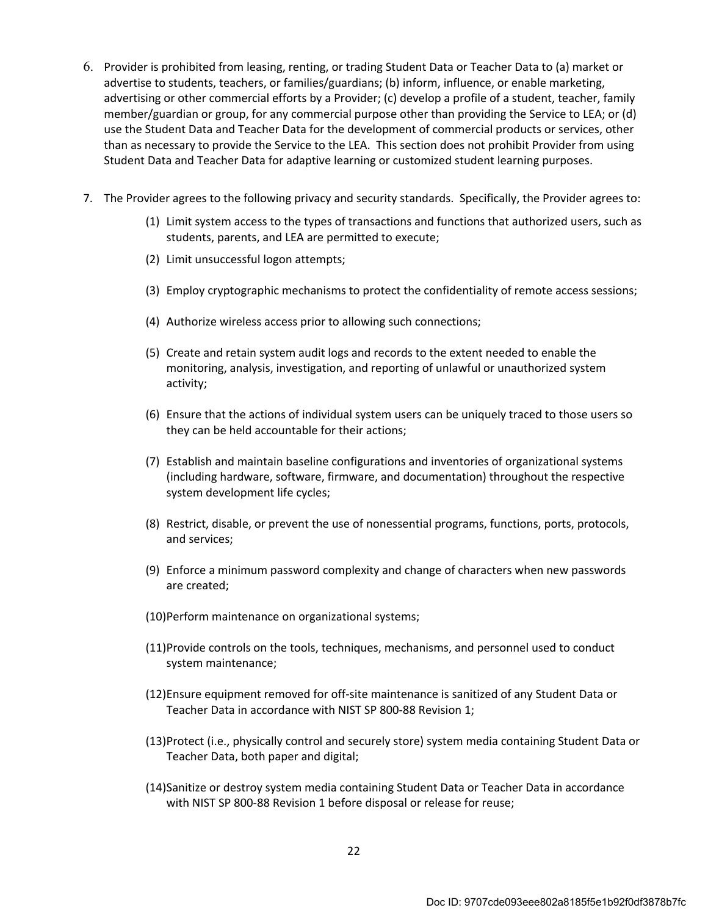6. Provider is prohibited from leasing, renting, or trading Student Data or Teacher Data to (a) market or advertise to students, teachers, or families/guardians; (b) inform, influence, or enable marketing, advertising or other commercial efforts by a Provider; (c) develop a profile of a student, teacher, family member/guardian or group, for any commercial purpose other than providing the Service to LEA; or (d) use the Student Data and Teacher Data for the development of commercial products or services, other than as necessary to provide the Service to the LEA. This section does not prohibit Provider from using Student Data and Teacher Data for adaptive learning or customized student learning purposes.

7. The Provider agrees to the following privacy and security standards. Specifically, the Provider agrees to:

   (1) Limit system access to the types of transactions and functions that authorized users, such as students, parents, and LEA are permitted to execute;

   (2) Limit unsuccessful logon attempts;

   (3) Employ cryptographic mechanisms to protect the confidentiality of remote access sessions;

   (4) Authorize wireless access prior to allowing such connections;

   (5) Create and retain system audit logs and records to the extent needed to enable the monitoring, analysis, investigation, and reporting of unlawful or unauthorized system activity;

   (6) Ensure that the actions of individual system users can be uniquely traced to those users so they can be held accountable for their actions;

   (7) Establish and maintain baseline configurations and inventories of organizational systems (including hardware, software, firmware, and documentation) throughout the respective system development life cycles;

   (8) Restrict, disable, or prevent the use of nonessential programs, functions, ports, protocols, and services;

   (9) Enforce a minimum password complexity and change of characters when new passwords are created;

   (10) Perform maintenance on organizational systems;

   (11) Provide controls on the tools, techniques, mechanisms, and personnel used to conduct system maintenance;

   (12) Ensure equipment removed for off-site maintenance is sanitized of any Student Data or Teacher Data in accordance with NIST SP 800-88 Revision 1;

   (13) Protect (i.e., physically control and securely store) system media containing Student Data or Teacher Data, both paper and digital;

   (14) Sanitize or destroy system media containing Student Data or Teacher Data in accordance with NIST SP 800-88 Revision 1 before disposal or release for reuse;

Doc ID: 9707cde093eee802a8185f5e1b92f0df3878b7fc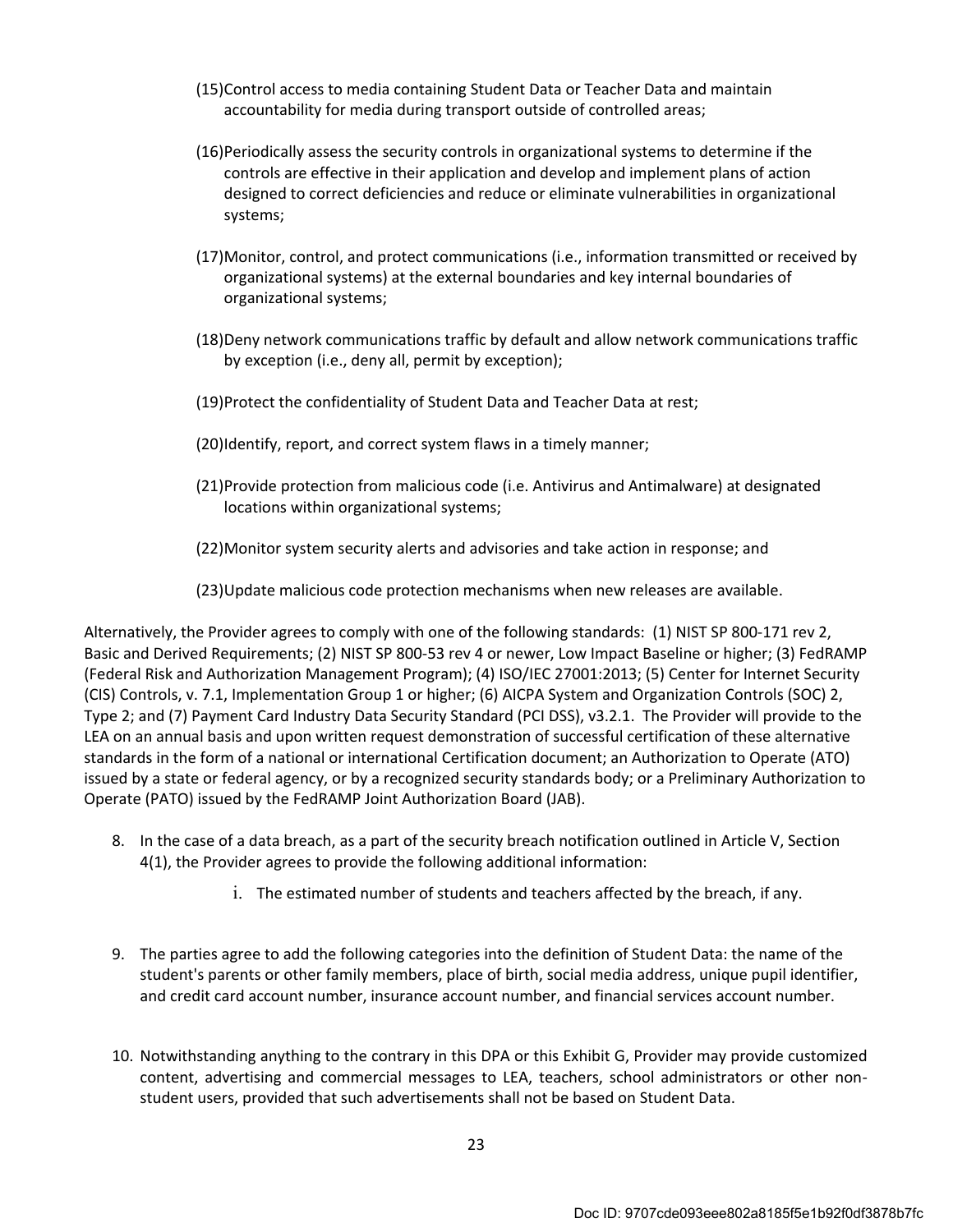(15) Control access to media containing Student Data or Teacher Data and maintain accountability for media during transport outside of controlled areas;

(16) Periodically assess the security controls in organizational systems to determine if the controls are effective in their application and develop and implement plans of action designed to correct deficiencies and reduce or eliminate vulnerabilities in organizational systems;

(17) Monitor, control, and protect communications (i.e., information transmitted or received by organizational systems) at the external boundaries and key internal boundaries of organizational systems;

(18) Deny network communications traffic by default and allow network communications traffic by exception (i.e., deny all, permit by exception);

(19) Protect the confidentiality of Student Data and Teacher Data at rest;

(20) Identify, report, and correct system flaws in a timely manner;

(21) Provide protection from malicious code (i.e. Antivirus and Antimalware) at designated locations within organizational systems;

(22) Monitor system security alerts and advisories and take action in response; and

(23) Update malicious code protection mechanisms when new releases are available.

Alternatively, the Provider agrees to comply with one of the following standards: (1) NIST SP 800-171 rev 2, Basic and Derived Requirements; (2) NIST SP 800-53 rev 4 or newer, Low Impact Baseline or higher; (3) FedRAMP (Federal Risk and Authorization Management Program); (4) ISO/IEC 27001:2013; (5) Center for Internet Security (CIS) Controls, v. 7.1, Implementation Group 1 or higher; (6) AICPA System and Organization Controls (SOC) 2, Type 2; and (7) Payment Card Industry Data Security Standard (PCI DSS), v3.2.1. The Provider will provide to the LEA on an annual basis and upon written request demonstration of successful certification of these alternative standards in the form of a national or international Certification document; an Authorization to Operate (ATO) issued by a state or federal agency, or by a recognized security standards body; or a Preliminary Authorization to Operate (PATO) issued by the FedRAMP Joint Authorization Board (JAB).

8. In the case of a data breach, as a part of the security breach notification outlined in Article V, Section 4(1), the Provider agrees to provide the following additional information:

    i. The estimated number of students and teachers affected by the breach, if any.

9. The parties agree to add the following categories into the definition of Student Data: the name of the student's parents or other family members, place of birth, social media address, unique pupil identifier, and credit card account number, insurance account number, and financial services account number.

10. Notwithstanding anything to the contrary in this DPA or this Exhibit G, Provider may provide customized content, advertising and commercial messages to LEA, teachers, school administrators or other non-student users, provided that such advertisements shall not be based on Student Data.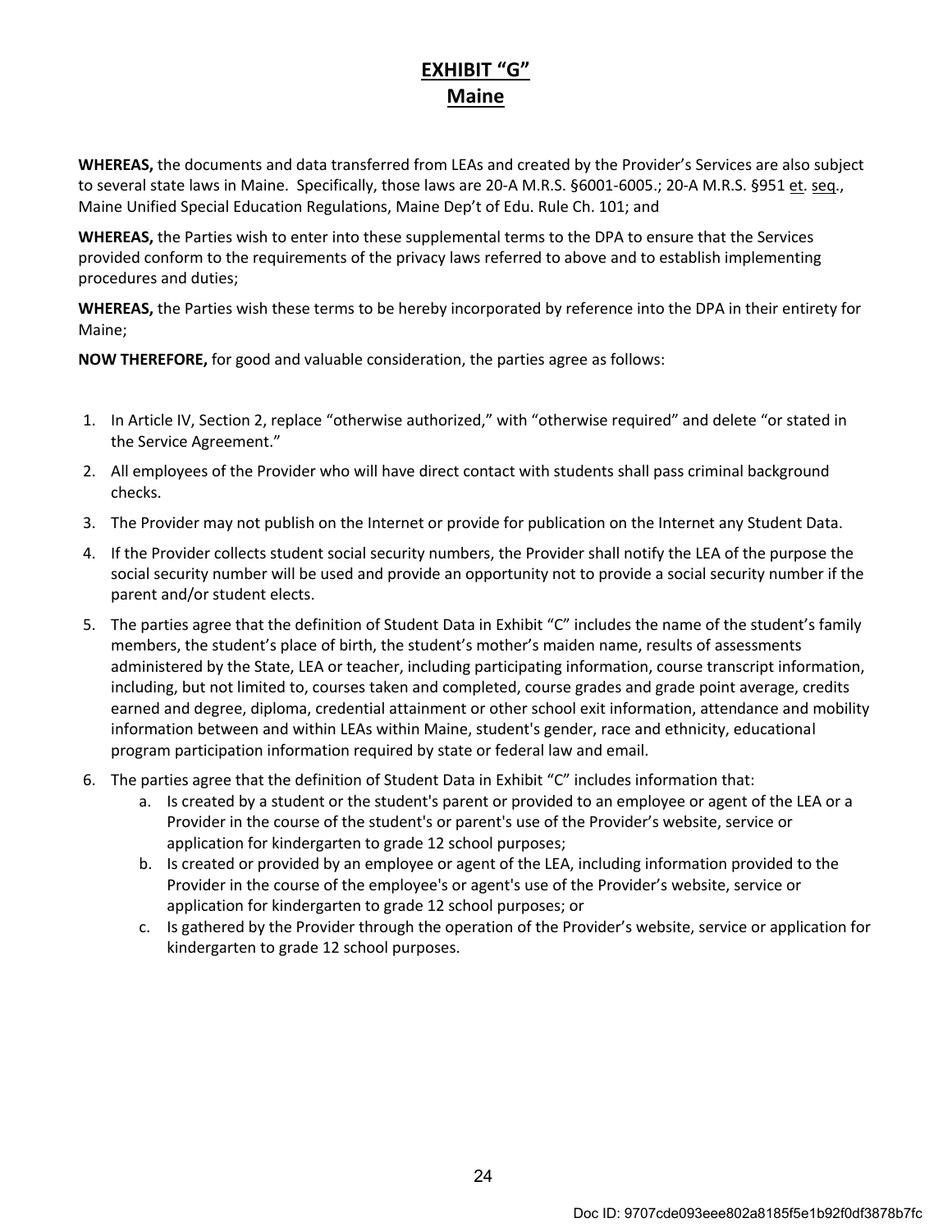# EXHIBIT "G"

## Maine

**WHEREAS,** the documents and data transferred from LEAs and created by the Provider's Services are also subject to several state laws in Maine. Specifically, those laws are 20-A M.R.S. §6001-6005.; 20-A M.R.S. §951 et. seq., Maine Unified Special Education Regulations, Maine Dep't of Edu. Rule Ch. 101; and

**WHEREAS,** the Parties wish to enter into these supplemental terms to the DPA to ensure that the Services provided conform to the requirements of the privacy laws referred to above and to establish implementing procedures and duties;

**WHEREAS,** the Parties wish these terms to be hereby incorporated by reference into the DPA in their entirety for Maine;

**NOW THEREFORE,** for good and valuable consideration, the parties agree as follows:

1. In Article IV, Section 2, replace "otherwise authorized," with "otherwise required" and delete "or stated in the Service Agreement."
2. All employees of the Provider who will have direct contact with students shall pass criminal background checks.
3. The Provider may not publish on the Internet or provide for publication on the Internet any Student Data.
4. If the Provider collects student social security numbers, the Provider shall notify the LEA of the purpose the social security number will be used and provide an opportunity not to provide a social security number if the parent and/or student elects.
5. The parties agree that the definition of Student Data in Exhibit "C" includes the name of the student's family members, the student's place of birth, the student's mother's maiden name, results of assessments administered by the State, LEA or teacher, including participating information, course transcript information, including, but not limited to, courses taken and completed, course grades and grade point average, credits earned and degree, diploma, credential attainment or other school exit information, attendance and mobility information between and within LEAs within Maine, student's gender, race and ethnicity, educational program participation information required by state or federal law and email.
6. The parties agree that the definition of Student Data in Exhibit "C" includes information that:
    a. Is created by a student or the student's parent or provided to an employee or agent of the LEA or a Provider in the course of the student's or parent's use of the Provider's website, service or application for kindergarten to grade 12 school purposes;
    b. Is created or provided by an employee or agent of the LEA, including information provided to the Provider in the course of the employee's or agent's use of the Provider's website, service or application for kindergarten to grade 12 school purposes; or
    c. Is gathered by the Provider through the operation of the Provider's website, service or application for kindergarten to grade 12 school purposes.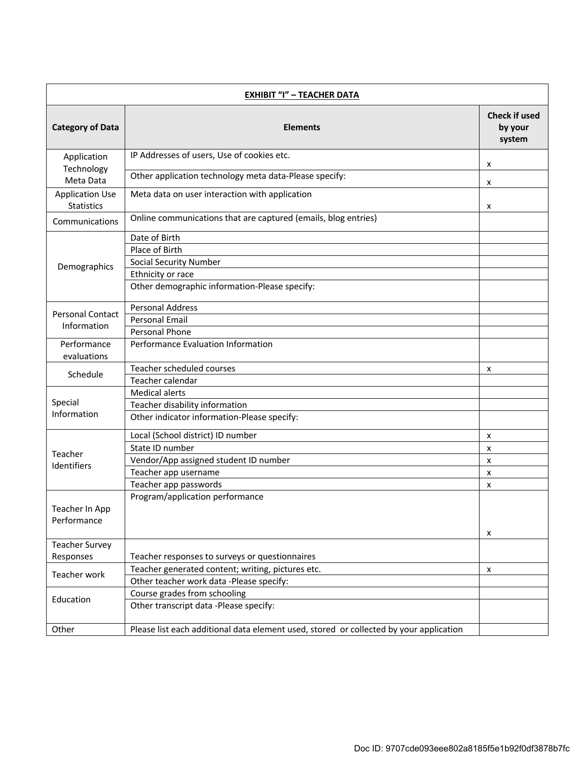| EXHIBIT "I" – TEACHER DATA | | |
|---|---|---|
| **Category of Data** | **Elements** | **Check if used by your system** |
| Application Technology Meta Data | IP Addresses of users, Use of cookies etc. | x |
| | Other application technology meta data-Please specify: | x |
| Application Use Statistics | Meta data on user interaction with application | x |
| Communications | Online communications that are captured (emails, blog entries) | |
| Demographics | Date of Birth | |
| | Place of Birth | |
| | Social Security Number | |
| | Ethnicity or race | |
| | Other demographic information-Please specify: | |
| Personal Contact Information | Personal Address | |
| | Personal Email | |
| | Personal Phone | |
| Performance evaluations | Performance Evaluation Information | |
| Schedule | Teacher scheduled courses | x |
| | Teacher calendar | |
| Special Information | Medical alerts | |
| | Teacher disability information | |
| | Other indicator information-Please specify: | |
| Teacher Identifiers | Local (School district) ID number | x |
| | State ID number | x |
| | Vendor/App assigned student ID number | x |
| | Teacher app username | x |
| | Teacher app passwords | x |
| Teacher In App Performance | Program/application performance | x |
| Teacher Survey Responses | Teacher responses to surveys or questionnaires | |
| Teacher work | Teacher generated content; writing, pictures etc. | x |
| | Other teacher work data -Please specify: | |
| Education | Course grades from schooling | |
| | Other transcript data -Please specify: | |
| Other | Please list each additional data element used, stored or collected by your application | |

Doc ID: 9707cde093eee802a8185f5e1b92f0df3878b7fc